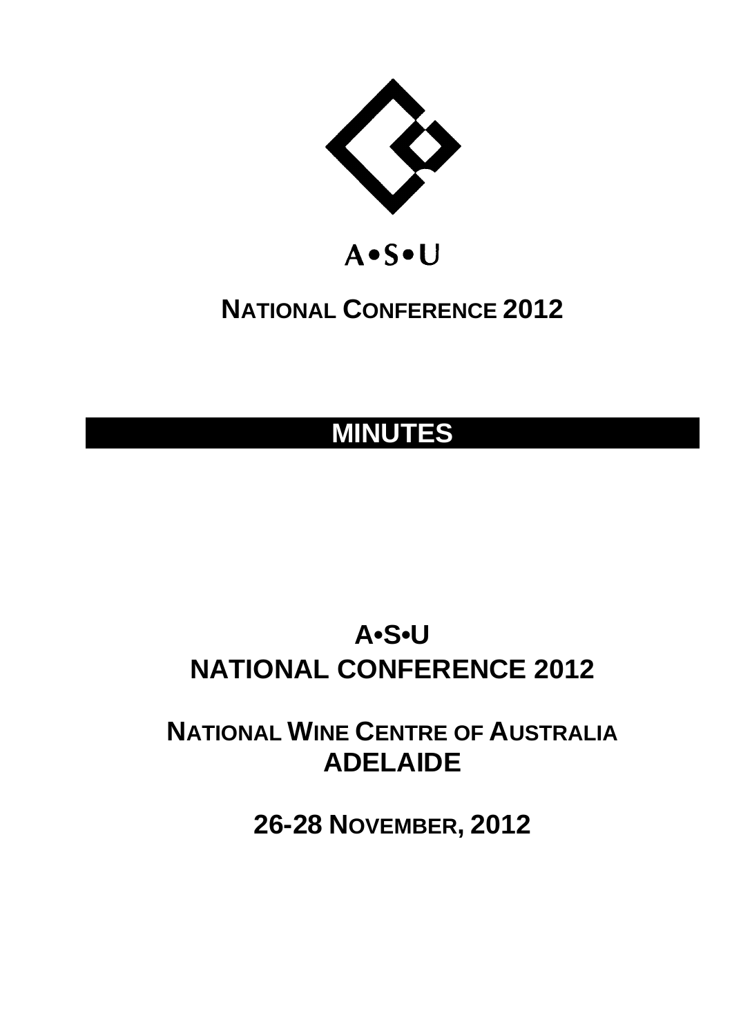A•S•U

# NATIONAL CONFERENCE 2012

# MINUTES

# A•S•U
# NATIONAL CONFERENCE 2012

## NATIONAL WINE CENTRE OF AUSTRALIA
## ADELAIDE

## 26-28 NOVEMBER, 2012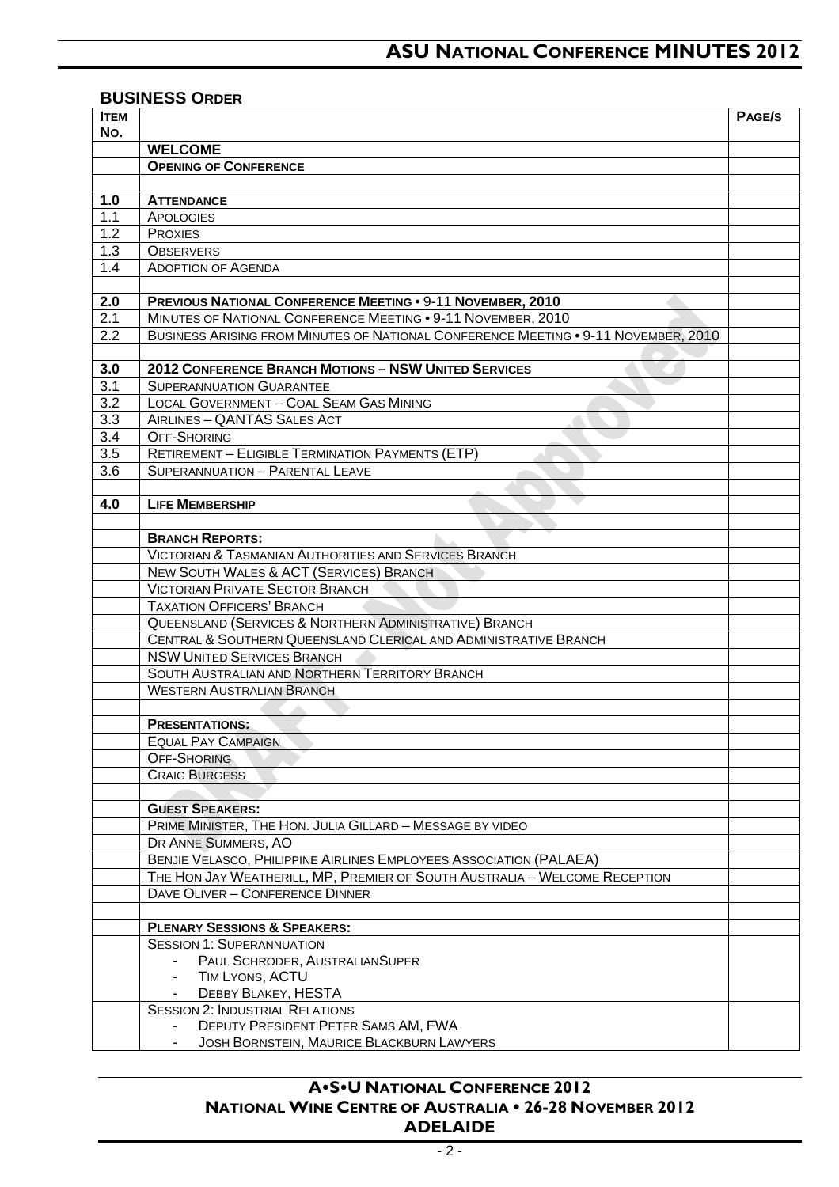## BUSINESS ORDER

| ITEM NO. | | PAGE/S |
|---|---|---|
| | **WELCOME** | |
| | **OPENING OF CONFERENCE** | |
| | | |
| **1.0** | **ATTENDANCE** | |
| 1.1 | APOLOGIES | |
| 1.2 | PROXIES | |
| 1.3 | OBSERVERS | |
| 1.4 | ADOPTION OF AGENDA | |
| | | |
| **2.0** | **PREVIOUS NATIONAL CONFERENCE MEETING • 9-11 NOVEMBER, 2010** | |
| 2.1 | MINUTES OF NATIONAL CONFERENCE MEETING • 9-11 NOVEMBER, 2010 | |
| 2.2 | BUSINESS ARISING FROM MINUTES OF NATIONAL CONFERENCE MEETING • 9-11 NOVEMBER, 2010 | |
| | | |
| **3.0** | **2012 CONFERENCE BRANCH MOTIONS – NSW UNITED SERVICES** | |
| 3.1 | SUPERANNUATION GUARANTEE | |
| 3.2 | LOCAL GOVERNMENT – COAL SEAM GAS MINING | |
| 3.3 | AIRLINES – QANTAS SALES ACT | |
| 3.4 | OFF-SHORING | |
| 3.5 | RETIREMENT – ELIGIBLE TERMINATION PAYMENTS (ETP) | |
| 3.6 | SUPERANNUATION – PARENTAL LEAVE | |
| | | |
| **4.0** | **LIFE MEMBERSHIP** | |
| | | |
| | **BRANCH REPORTS:** | |
| | VICTORIAN & TASMANIAN AUTHORITIES AND SERVICES BRANCH | |
| | NEW SOUTH WALES & ACT (SERVICES) BRANCH | |
| | VICTORIAN PRIVATE SECTOR BRANCH | |
| | TAXATION OFFICERS' BRANCH | |
| | QUEENSLAND (SERVICES & NORTHERN ADMINISTRATIVE) BRANCH | |
| | CENTRAL & SOUTHERN QUEENSLAND CLERICAL AND ADMINISTRATIVE BRANCH | |
| | NSW UNITED SERVICES BRANCH | |
| | SOUTH AUSTRALIAN AND NORTHERN TERRITORY BRANCH | |
| | WESTERN AUSTRALIAN BRANCH | |
| | | |
| | **PRESENTATIONS:** | |
| | EQUAL PAY CAMPAIGN | |
| | OFF-SHORING | |
| | CRAIG BURGESS | |
| | | |
| | **GUEST SPEAKERS:** | |
| | PRIME MINISTER, THE HON. JULIA GILLARD – MESSAGE BY VIDEO | |
| | DR ANNE SUMMERS, AO | |
| | BENJIE VELASCO, PHILIPPINE AIRLINES EMPLOYEES ASSOCIATION (PALAEA) | |
| | THE HON JAY WEATHERILL, MP, PREMIER OF SOUTH AUSTRALIA – WELCOME RECEPTION | |
| | DAVE OLIVER – CONFERENCE DINNER | |
| | | |
| | **PLENARY SESSIONS & SPEAKERS:** | |
| | SESSION 1: SUPERANNUATION<br>- PAUL SCHRODER, AUSTRALIANSUPER<br>- TIM LYONS, ACTU<br>- DEBBY BLAKEY, HESTA | |
| | SESSION 2: INDUSTRIAL RELATIONS<br>- DEPUTY PRESIDENT PETER SAMS AM, FWA<br>- JOSH BORNSTEIN, MAURICE BLACKBURN LAWYERS | |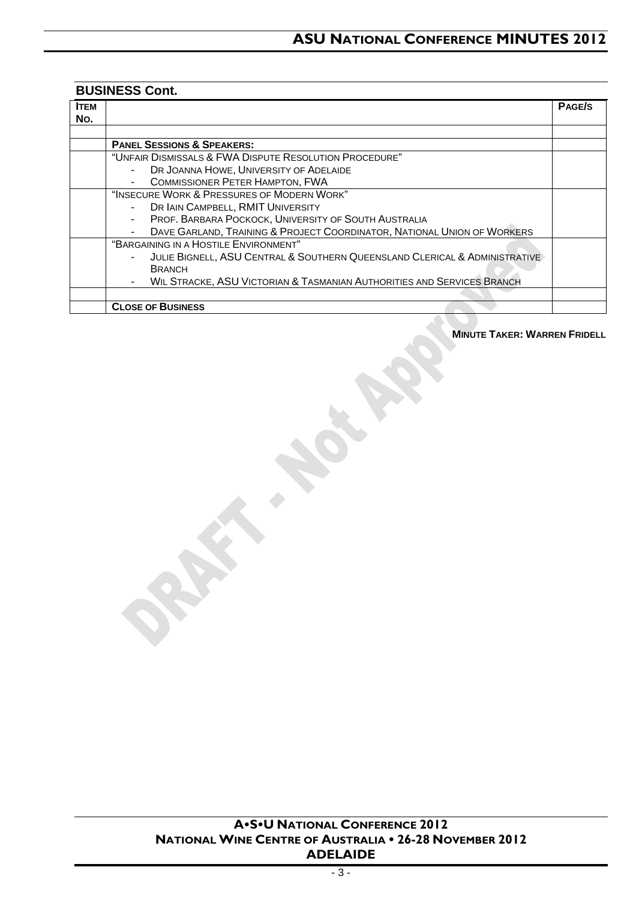## BUSINESS Cont.

| ITEM NO. | | PAGE/S |
|---|---|---|
| | | |
| | **PANEL SESSIONS & SPEAKERS:** | |
| | "UNFAIR DISMISSALS & FWA DISPUTE RESOLUTION PROCEDURE"<br>- DR JOANNA HOWE, UNIVERSITY OF ADELAIDE<br>- COMMISSIONER PETER HAMPTON, FWA | |
| | "INSECURE WORK & PRESSURES OF MODERN WORK"<br>- DR IAIN CAMPBELL, RMIT UNIVERSITY<br>- PROF. BARBARA POCKOCK, UNIVERSITY OF SOUTH AUSTRALIA<br>- DAVE GARLAND, TRAINING & PROJECT COORDINATOR, NATIONAL UNION OF WORKERS | |
| | "BARGAINING IN A HOSTILE ENVIRONMENT"<br>- JULIE BIGNELL, ASU CENTRAL & SOUTHERN QUEENSLAND CLERICAL & ADMINISTRATIVE BRANCH<br>- WIL STRACKE, ASU VICTORIAN & TASMANIAN AUTHORITIES AND SERVICES BRANCH | |
| | | |
| | **CLOSE OF BUSINESS** | |

**MINUTE TAKER: WARREN FRIDELL**

DRAFT - Not Approved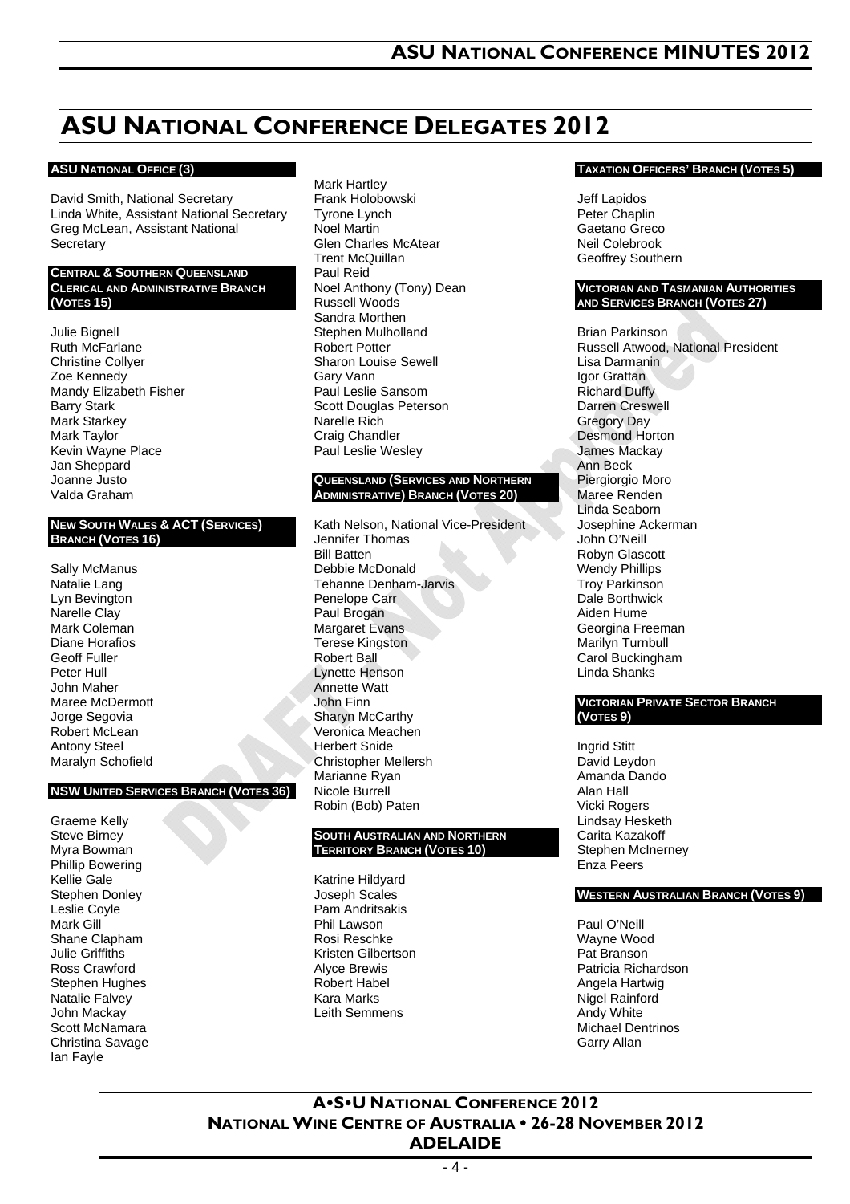# ASU National Conference Delegates 2012

**ASU National Office (3)**

David Smith, National Secretary
Linda White, Assistant National Secretary
Greg McLean, Assistant National Secretary

**Central & Southern Queensland Clerical and Administrative Branch (Votes 15)**

Julie Bignell
Ruth McFarlane
Christine Collyer
Zoe Kennedy
Mandy Elizabeth Fisher
Barry Stark
Mark Starkey
Mark Taylor
Kevin Wayne Place
Jan Sheppard
Joanne Justo
Valda Graham

**New South Wales & ACT (Services) Branch (Votes 16)**

Sally McManus
Natalie Lang
Lyn Bevington
Narelle Clay
Mark Coleman
Diane Horafios
Geoff Fuller
Peter Hull
John Maher
Maree McDermott
Jorge Segovia
Robert McLean
Antony Steel
Maralyn Schofield

**NSW United Services Branch (Votes 36)**

Graeme Kelly
Steve Birney
Myra Bowman
Phillip Bowering
Kellie Gale
Stephen Donley
Leslie Coyle
Mark Gill
Shane Clapham
Julie Griffiths
Ross Crawford
Stephen Hughes
Natalie Falvey
John Mackay
Scott McNamara
Christina Savage
Ian Fayle
Mark Hartley
Frank Holobowski
Tyrone Lynch
Noel Martin
Glen Charles McAtear
Trent McQuillan
Paul Reid
Noel Anthony (Tony) Dean
Russell Woods
Sandra Morthen
Stephen Mulholland
Robert Potter
Sharon Louise Sewell
Gary Vann
Paul Leslie Sansom
Scott Douglas Peterson
Narelle Rich
Craig Chandler
Paul Leslie Wesley

**Queensland (Services and Northern Administrative) Branch (Votes 20)**

Kath Nelson, National Vice-President
Jennifer Thomas
Bill Batten
Debbie McDonald
Tehanne Denham-Jarvis
Penelope Carr
Paul Brogan
Margaret Evans
Terese Kingston
Robert Ball
Lynette Henson
Annette Watt
John Finn
Sharyn McCarthy
Veronica Meachen
Herbert Snide
Christopher Mellersh
Marianne Ryan
Nicole Burrell
Robin (Bob) Paten

**South Australian and Northern Territory Branch (Votes 10)**

Katrine Hildyard
Joseph Scales
Pam Andritsakis
Phil Lawson
Rosi Reschke
Kristen Gilbertson
Alyce Brewis
Robert Habel
Kara Marks
Leith Semmens

**Taxation Officers' Branch (Votes 5)**

Jeff Lapidos
Peter Chaplin
Gaetano Greco
Neil Colebrook
Geoffrey Southern

**Victorian and Tasmanian Authorities and Services Branch (Votes 27)**

Brian Parkinson
Russell Atwood, National President
Lisa Darmanin
Igor Grattan
Richard Duffy
Darren Creswell
Gregory Day
Desmond Horton
James Mackay
Ann Beck
Piergiorgio Moro
Maree Renden
Linda Seaborn
Josephine Ackerman
John O'Neill
Robyn Glascott
Wendy Phillips
Troy Parkinson
Dale Borthwick
Aiden Hume
Georgina Freeman
Marilyn Turnbull
Carol Buckingham
Linda Shanks

**Victorian Private Sector Branch (Votes 9)**

Ingrid Stitt
David Leydon
Amanda Dando
Alan Hall
Vicki Rogers
Lindsay Hesketh
Carita Kazakoff
Stephen McInerney
Enza Peers

**Western Australian Branch (Votes 9)**

Paul O'Neill
Wayne Wood
Pat Branson
Patricia Richardson
Angela Hartwig
Nigel Rainford
Andy White
Michael Dentrinos
Garry Allan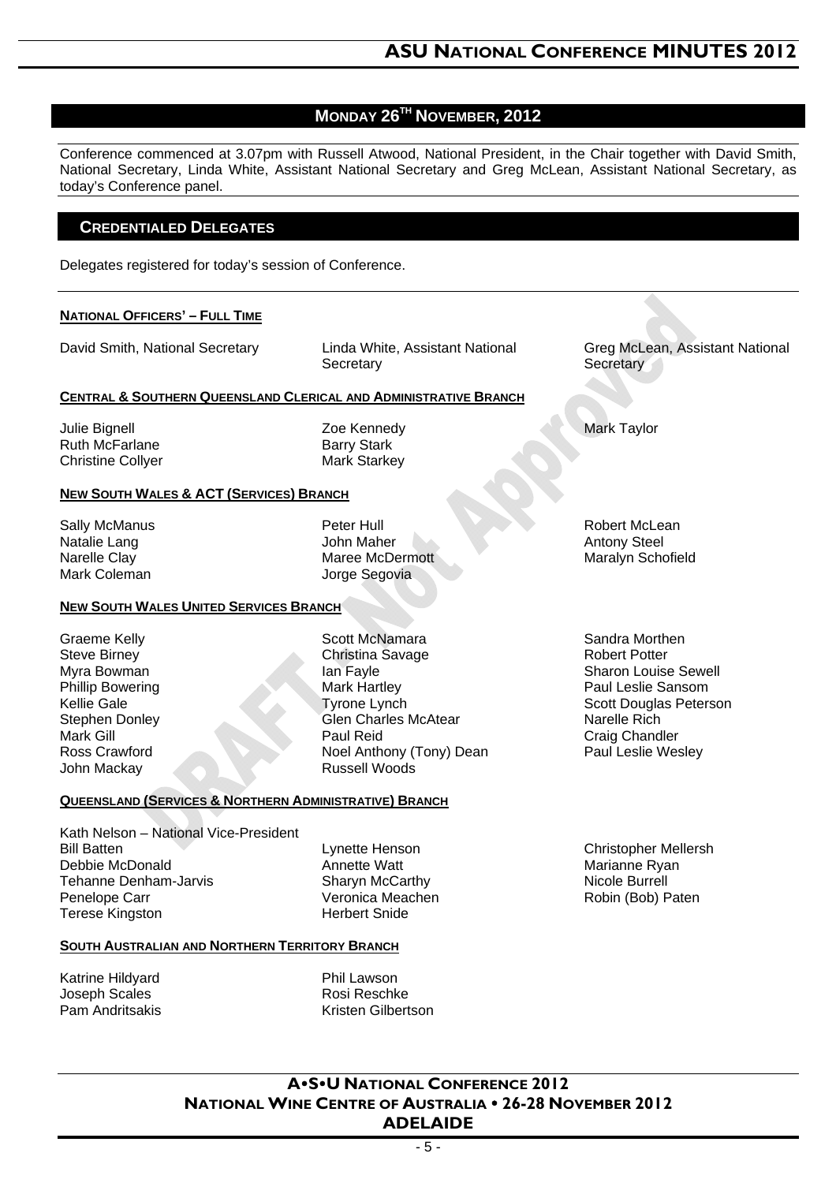## MONDAY 26TH NOVEMBER, 2012

Conference commenced at 3.07pm with Russell Atwood, National President, in the Chair together with David Smith, National Secretary, Linda White, Assistant National Secretary and Greg McLean, Assistant National Secretary, as today's Conference panel.

### CREDENTIALED DELEGATES

Delegates registered for today's session of Conference.

**NATIONAL OFFICERS' – FULL TIME**

David Smith, National Secretary
Linda White, Assistant National Secretary
Greg McLean, Assistant National Secretary

**CENTRAL & SOUTHERN QUEENSLAND CLERICAL AND ADMINISTRATIVE BRANCH**

Julie Bignell
Ruth McFarlane
Christine Collyer
Zoe Kennedy
Barry Stark
Mark Starkey
Mark Taylor

**NEW SOUTH WALES & ACT (SERVICES) BRANCH**

Sally McManus
Natalie Lang
Narelle Clay
Mark Coleman
Peter Hull
John Maher
Maree McDermott
Jorge Segovia
Robert McLean
Antony Steel
Maralyn Schofield

**NEW SOUTH WALES UNITED SERVICES BRANCH**

Graeme Kelly
Steve Birney
Myra Bowman
Phillip Bowering
Kellie Gale
Stephen Donley
Mark Gill
Ross Crawford
John Mackay
Scott McNamara
Christina Savage
Ian Fayle
Mark Hartley
Tyrone Lynch
Glen Charles McAtear
Paul Reid
Noel Anthony (Tony) Dean
Russell Woods
Sandra Morthen
Robert Potter
Sharon Louise Sewell
Paul Leslie Sansom
Scott Douglas Peterson
Narelle Rich
Craig Chandler
Paul Leslie Wesley

**QUEENSLAND (SERVICES & NORTHERN ADMINISTRATIVE) BRANCH**

Kath Nelson – National Vice-President
Bill Batten
Debbie McDonald
Tehanne Denham-Jarvis
Penelope Carr
Terese Kingston
Lynette Henson
Annette Watt
Sharyn McCarthy
Veronica Meachen
Herbert Snide
Christopher Mellersh
Marianne Ryan
Nicole Burrell
Robin (Bob) Paten

**SOUTH AUSTRALIAN AND NORTHERN TERRITORY BRANCH**

Katrine Hildyard
Joseph Scales
Pam Andritsakis
Phil Lawson
Rosi Reschke
Kristen Gilbertson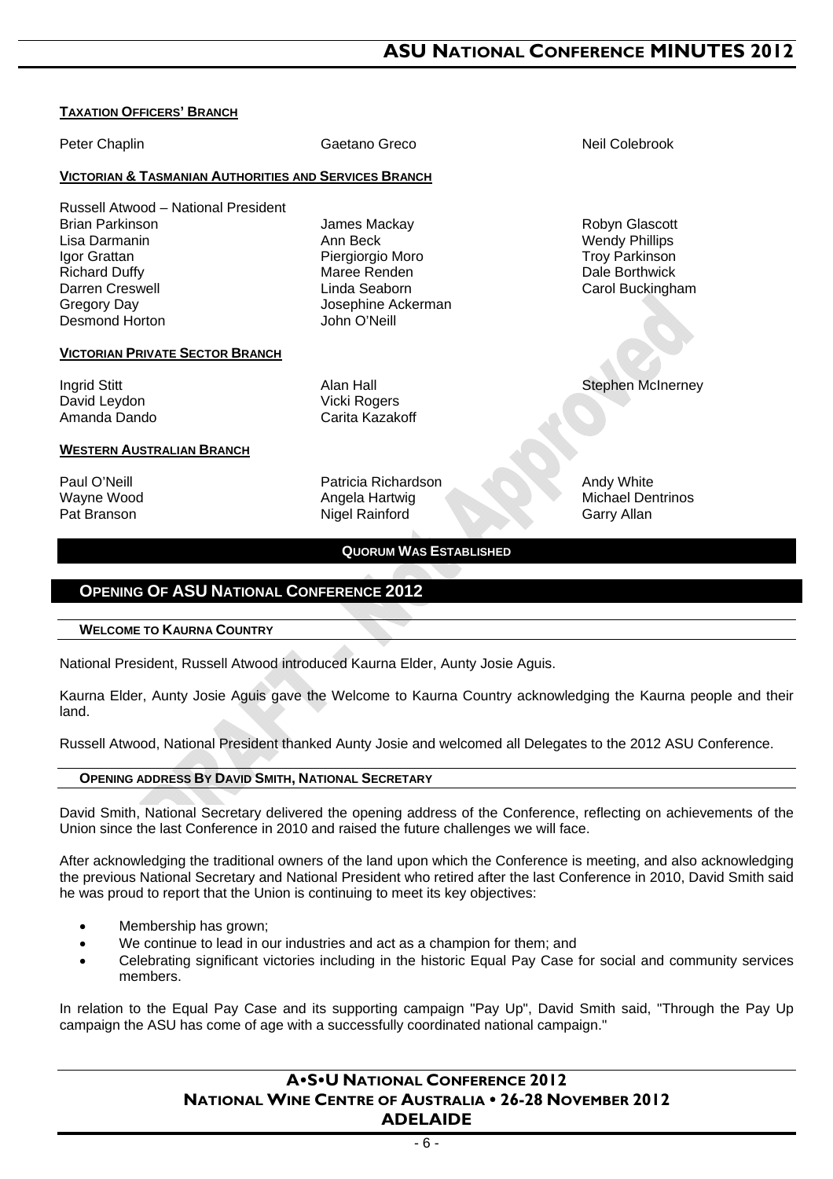#### TAXATION OFFICERS' BRANCH

Peter Chaplin
Gaetano Greco
Neil Colebrook

#### VICTORIAN & TASMANIAN AUTHORITIES AND SERVICES BRANCH

Russell Atwood – National President
Brian Parkinson
Lisa Darmanin
Igor Grattan
Richard Duffy
Darren Creswell
Gregory Day
Desmond Horton
James Mackay
Ann Beck
Piergiorgio Moro
Maree Renden
Linda Seaborn
Josephine Ackerman
John O'Neill
Robyn Glascott
Wendy Phillips
Troy Parkinson
Dale Borthwick
Carol Buckingham

#### VICTORIAN PRIVATE SECTOR BRANCH

Ingrid Stitt
David Leydon
Amanda Dando
Alan Hall
Vicki Rogers
Carita Kazakoff
Stephen McInerney

#### WESTERN AUSTRALIAN BRANCH

Paul O'Neill
Wayne Wood
Pat Branson
Patricia Richardson
Angela Hartwig
Nigel Rainford
Andy White
Michael Dentrinos
Garry Allan

**QUORUM WAS ESTABLISHED**

## OPENING OF ASU NATIONAL CONFERENCE 2012

### WELCOME TO KAURNA COUNTRY

National President, Russell Atwood introduced Kaurna Elder, Aunty Josie Aguis.

Kaurna Elder, Aunty Josie Aguis gave the Welcome to Kaurna Country acknowledging the Kaurna people and their land.

Russell Atwood, National President thanked Aunty Josie and welcomed all Delegates to the 2012 ASU Conference.

### OPENING ADDRESS BY DAVID SMITH, NATIONAL SECRETARY

David Smith, National Secretary delivered the opening address of the Conference, reflecting on achievements of the Union since the last Conference in 2010 and raised the future challenges we will face.

After acknowledging the traditional owners of the land upon which the Conference is meeting, and also acknowledging the previous National Secretary and National President who retired after the last Conference in 2010, David Smith said he was proud to report that the Union is continuing to meet its key objectives:

- Membership has grown;
- We continue to lead in our industries and act as a champion for them; and
- Celebrating significant victories including in the historic Equal Pay Case for social and community services members.

In relation to the Equal Pay Case and its supporting campaign "Pay Up", David Smith said, "Through the Pay Up campaign the ASU has come of age with a successfully coordinated national campaign."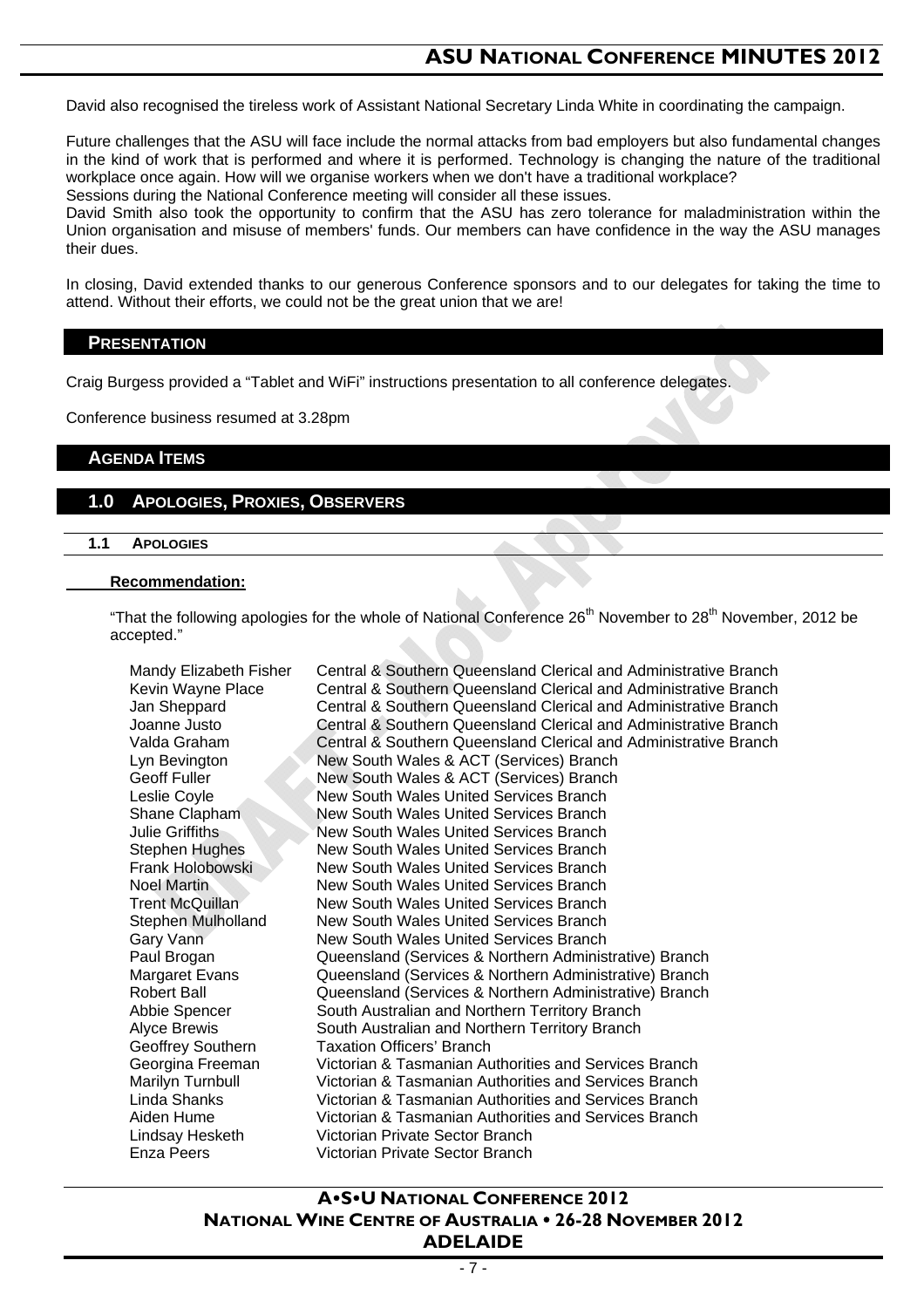David also recognised the tireless work of Assistant National Secretary Linda White in coordinating the campaign.

Future challenges that the ASU will face include the normal attacks from bad employers but also fundamental changes in the kind of work that is performed and where it is performed. Technology is changing the nature of the traditional workplace once again. How will we organise workers when we don't have a traditional workplace?
Sessions during the National Conference meeting will consider all these issues.
David Smith also took the opportunity to confirm that the ASU has zero tolerance for maladministration within the Union organisation and misuse of members' funds. Our members can have confidence in the way the ASU manages their dues.

In closing, David extended thanks to our generous Conference sponsors and to our delegates for taking the time to attend. Without their efforts, we could not be the great union that we are!

## PRESENTATION

Craig Burgess provided a "Tablet and WiFi" instructions presentation to all conference delegates.

Conference business resumed at 3.28pm

## AGENDA ITEMS

## 1.0 APOLOGIES, PROXIES, OBSERVERS

### 1.1 APOLOGIES

**Recommendation:**

"That the following apologies for the whole of National Conference 26th November to 28th November, 2012 be accepted."

| | |
|---|---|
| Mandy Elizabeth Fisher | Central & Southern Queensland Clerical and Administrative Branch |
| Kevin Wayne Place | Central & Southern Queensland Clerical and Administrative Branch |
| Jan Sheppard | Central & Southern Queensland Clerical and Administrative Branch |
| Joanne Justo | Central & Southern Queensland Clerical and Administrative Branch |
| Valda Graham | Central & Southern Queensland Clerical and Administrative Branch |
| Lyn Bevington | New South Wales & ACT (Services) Branch |
| Geoff Fuller | New South Wales & ACT (Services) Branch |
| Leslie Coyle | New South Wales United Services Branch |
| Shane Clapham | New South Wales United Services Branch |
| Julie Griffiths | New South Wales United Services Branch |
| Stephen Hughes | New South Wales United Services Branch |
| Frank Holobowski | New South Wales United Services Branch |
| Noel Martin | New South Wales United Services Branch |
| Trent McQuillan | New South Wales United Services Branch |
| Stephen Mulholland | New South Wales United Services Branch |
| Gary Vann | New South Wales United Services Branch |
| Paul Brogan | Queensland (Services & Northern Administrative) Branch |
| Margaret Evans | Queensland (Services & Northern Administrative) Branch |
| Robert Ball | Queensland (Services & Northern Administrative) Branch |
| Abbie Spencer | South Australian and Northern Territory Branch |
| Alyce Brewis | South Australian and Northern Territory Branch |
| Geoffrey Southern | Taxation Officers' Branch |
| Georgina Freeman | Victorian & Tasmanian Authorities and Services Branch |
| Marilyn Turnbull | Victorian & Tasmanian Authorities and Services Branch |
| Linda Shanks | Victorian & Tasmanian Authorities and Services Branch |
| Aiden Hume | Victorian & Tasmanian Authorities and Services Branch |
| Lindsay Hesketh | Victorian Private Sector Branch |
| Enza Peers | Victorian Private Sector Branch |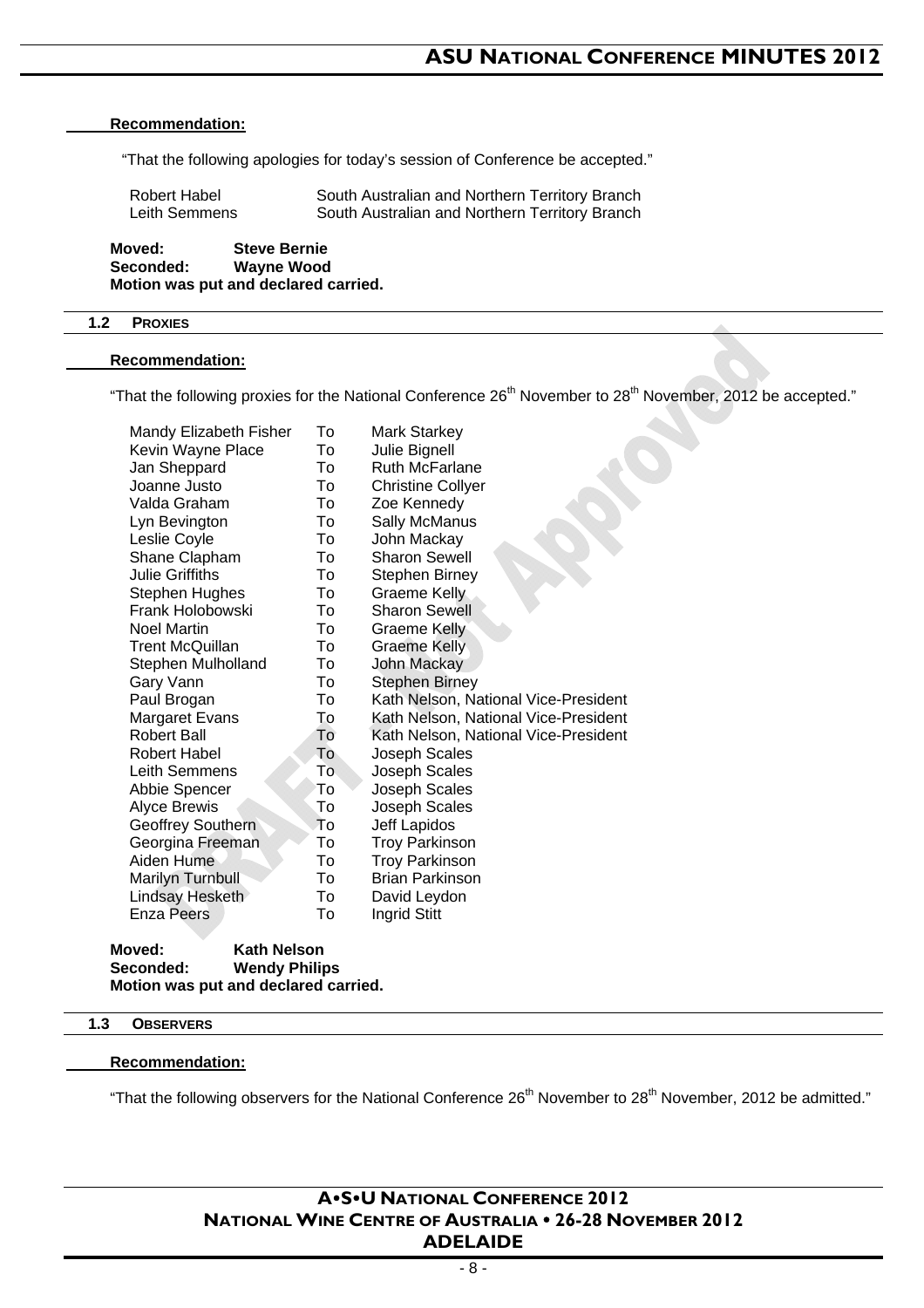**Recommendation:**

"That the following apologies for today's session of Conference be accepted."

| | |
|---|---|
| Robert Habel | South Australian and Northern Territory Branch |
| Leith Semmens | South Australian and Northern Territory Branch |

**Moved:** **Steve Bernie**
**Seconded:** **Wayne Wood**
**Motion was put and declared carried.**

### 1.2 PROXIES

**Recommendation:**

"That the following proxies for the National Conference 26th November to 28th November, 2012 be accepted."

| | | |
|---|---|---|
| Mandy Elizabeth Fisher | To | Mark Starkey |
| Kevin Wayne Place | To | Julie Bignell |
| Jan Sheppard | To | Ruth McFarlane |
| Joanne Justo | To | Christine Collyer |
| Valda Graham | To | Zoe Kennedy |
| Lyn Bevington | To | Sally McManus |
| Leslie Coyle | To | John Mackay |
| Shane Clapham | To | Sharon Sewell |
| Julie Griffiths | To | Stephen Birney |
| Stephen Hughes | To | Graeme Kelly |
| Frank Holobowski | To | Sharon Sewell |
| Noel Martin | To | Graeme Kelly |
| Trent McQuillan | To | Graeme Kelly |
| Stephen Mulholland | To | John Mackay |
| Gary Vann | To | Stephen Birney |
| Paul Brogan | To | Kath Nelson, National Vice-President |
| Margaret Evans | To | Kath Nelson, National Vice-President |
| Robert Ball | To | Kath Nelson, National Vice-President |
| Robert Habel | To | Joseph Scales |
| Leith Semmens | To | Joseph Scales |
| Abbie Spencer | To | Joseph Scales |
| Alyce Brewis | To | Joseph Scales |
| Geoffrey Southern | To | Jeff Lapidos |
| Georgina Freeman | To | Troy Parkinson |
| Aiden Hume | To | Troy Parkinson |
| Marilyn Turnbull | To | Brian Parkinson |
| Lindsay Hesketh | To | David Leydon |
| Enza Peers | To | Ingrid Stitt |

**Moved:** **Kath Nelson**
**Seconded:** **Wendy Philips**
**Motion was put and declared carried.**

### 1.3 OBSERVERS

**Recommendation:**

"That the following observers for the National Conference 26th November to 28th November, 2012 be admitted."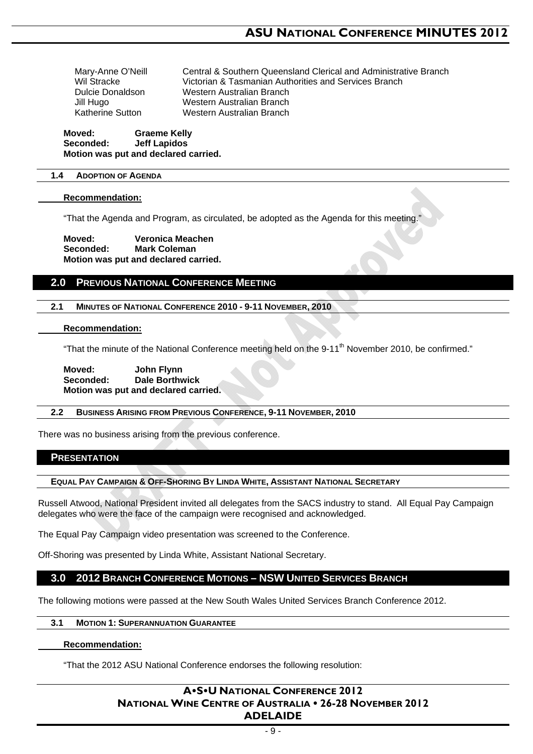| | |
|---|---|
| Mary-Anne O'Neill | Central & Southern Queensland Clerical and Administrative Branch |
| Wil Stracke | Victorian & Tasmanian Authorities and Services Branch |
| Dulcie Donaldson | Western Australian Branch |
| Jill Hugo | Western Australian Branch |
| Katherine Sutton | Western Australian Branch |

**Moved:** **Graeme Kelly**
**Seconded:** **Jeff Lapidos**
**Motion was put and declared carried.**

### 1.4 ADOPTION OF AGENDA

**Recommendation:**

"That the Agenda and Program, as circulated, be adopted as the Agenda for this meeting."

**Moved:** **Veronica Meachen**
**Seconded:** **Mark Coleman**
**Motion was put and declared carried.**

## 2.0 PREVIOUS NATIONAL CONFERENCE MEETING

### 2.1 MINUTES OF NATIONAL CONFERENCE 2010 - 9-11 NOVEMBER, 2010

**Recommendation:**

"That the minute of the National Conference meeting held on the 9-11th November 2010, be confirmed."

**Moved:** **John Flynn**
**Seconded:** **Dale Borthwick**
**Motion was put and declared carried.**

### 2.2 BUSINESS ARISING FROM PREVIOUS CONFERENCE, 9-11 NOVEMBER, 2010

There was no business arising from the previous conference.

## PRESENTATION

### EQUAL PAY CAMPAIGN & OFF-SHORING BY LINDA WHITE, ASSISTANT NATIONAL SECRETARY

Russell Atwood, National President invited all delegates from the SACS industry to stand. All Equal Pay Campaign delegates who were the face of the campaign were recognised and acknowledged.

The Equal Pay Campaign video presentation was screened to the Conference.

Off-Shoring was presented by Linda White, Assistant National Secretary.

## 3.0 2012 BRANCH CONFERENCE MOTIONS – NSW UNITED SERVICES BRANCH

The following motions were passed at the New South Wales United Services Branch Conference 2012.

### 3.1 MOTION 1: SUPERANNUATION GUARANTEE

**Recommendation:**

"That the 2012 ASU National Conference endorses the following resolution: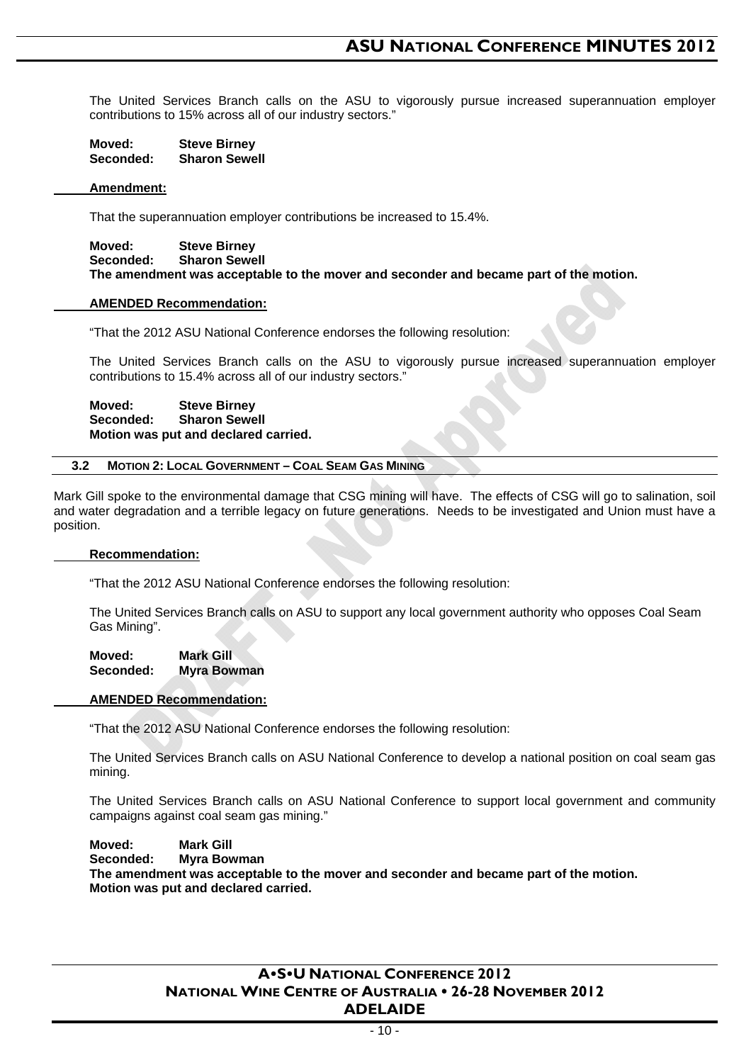The United Services Branch calls on the ASU to vigorously pursue increased superannuation employer contributions to 15% across all of our industry sectors."

**Moved:** **Steve Birney**
**Seconded:** **Sharon Sewell**

**Amendment:**

That the superannuation employer contributions be increased to 15.4%.

**Moved:** **Steve Birney**
**Seconded:** **Sharon Sewell**
**The amendment was acceptable to the mover and seconder and became part of the motion.**

**AMENDED Recommendation:**

"That the 2012 ASU National Conference endorses the following resolution:

The United Services Branch calls on the ASU to vigorously pursue increased superannuation employer contributions to 15.4% across all of our industry sectors."

**Moved:** **Steve Birney**
**Seconded:** **Sharon Sewell**
**Motion was put and declared carried.**

### 3.2 MOTION 2: LOCAL GOVERNMENT – COAL SEAM GAS MINING

Mark Gill spoke to the environmental damage that CSG mining will have. The effects of CSG will go to salination, soil and water degradation and a terrible legacy on future generations. Needs to be investigated and Union must have a position.

**Recommendation:**

"That the 2012 ASU National Conference endorses the following resolution:

The United Services Branch calls on ASU to support any local government authority who opposes Coal Seam Gas Mining".

**Moved:** **Mark Gill**
**Seconded:** **Myra Bowman**

**AMENDED Recommendation:**

"That the 2012 ASU National Conference endorses the following resolution:

The United Services Branch calls on ASU National Conference to develop a national position on coal seam gas mining.

The United Services Branch calls on ASU National Conference to support local government and community campaigns against coal seam gas mining."

**Moved:** **Mark Gill**
**Seconded:** **Myra Bowman**
**The amendment was acceptable to the mover and seconder and became part of the motion.**
**Motion was put and declared carried.**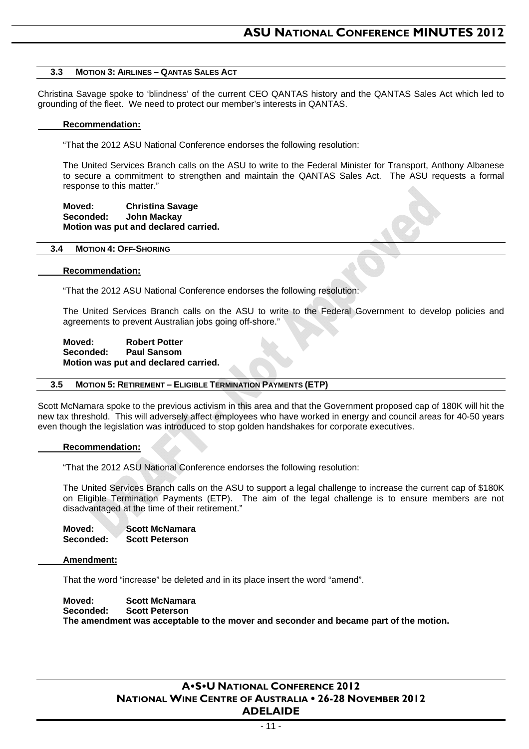### 3.3 MOTION 3: AIRLINES – QANTAS SALES ACT

Christina Savage spoke to 'blindness' of the current CEO QANTAS history and the QANTAS Sales Act which led to grounding of the fleet. We need to protect our member's interests in QANTAS.

**Recommendation:**

"That the 2012 ASU National Conference endorses the following resolution:

The United Services Branch calls on the ASU to write to the Federal Minister for Transport, Anthony Albanese to secure a commitment to strengthen and maintain the QANTAS Sales Act. The ASU requests a formal response to this matter."

**Moved: Christina Savage**
**Seconded: John Mackay**
**Motion was put and declared carried.**

### 3.4 MOTION 4: OFF-SHORING

**Recommendation:**

"That the 2012 ASU National Conference endorses the following resolution:

The United Services Branch calls on the ASU to write to the Federal Government to develop policies and agreements to prevent Australian jobs going off-shore."

**Moved: Robert Potter**
**Seconded: Paul Sansom**
**Motion was put and declared carried.**

### 3.5 MOTION 5: RETIREMENT – ELIGIBLE TERMINATION PAYMENTS (ETP)

Scott McNamara spoke to the previous activism in this area and that the Government proposed cap of 180K will hit the new tax threshold. This will adversely affect employees who have worked in energy and council areas for 40-50 years even though the legislation was introduced to stop golden handshakes for corporate executives.

**Recommendation:**

"That the 2012 ASU National Conference endorses the following resolution:

The United Services Branch calls on the ASU to support a legal challenge to increase the current cap of $180K on Eligible Termination Payments (ETP). The aim of the legal challenge is to ensure members are not disadvantaged at the time of their retirement."

**Moved: Scott McNamara**
**Seconded: Scott Peterson**

**Amendment:**

That the word "increase" be deleted and in its place insert the word "amend".

**Moved: Scott McNamara**
**Seconded: Scott Peterson**
**The amendment was acceptable to the mover and seconder and became part of the motion.**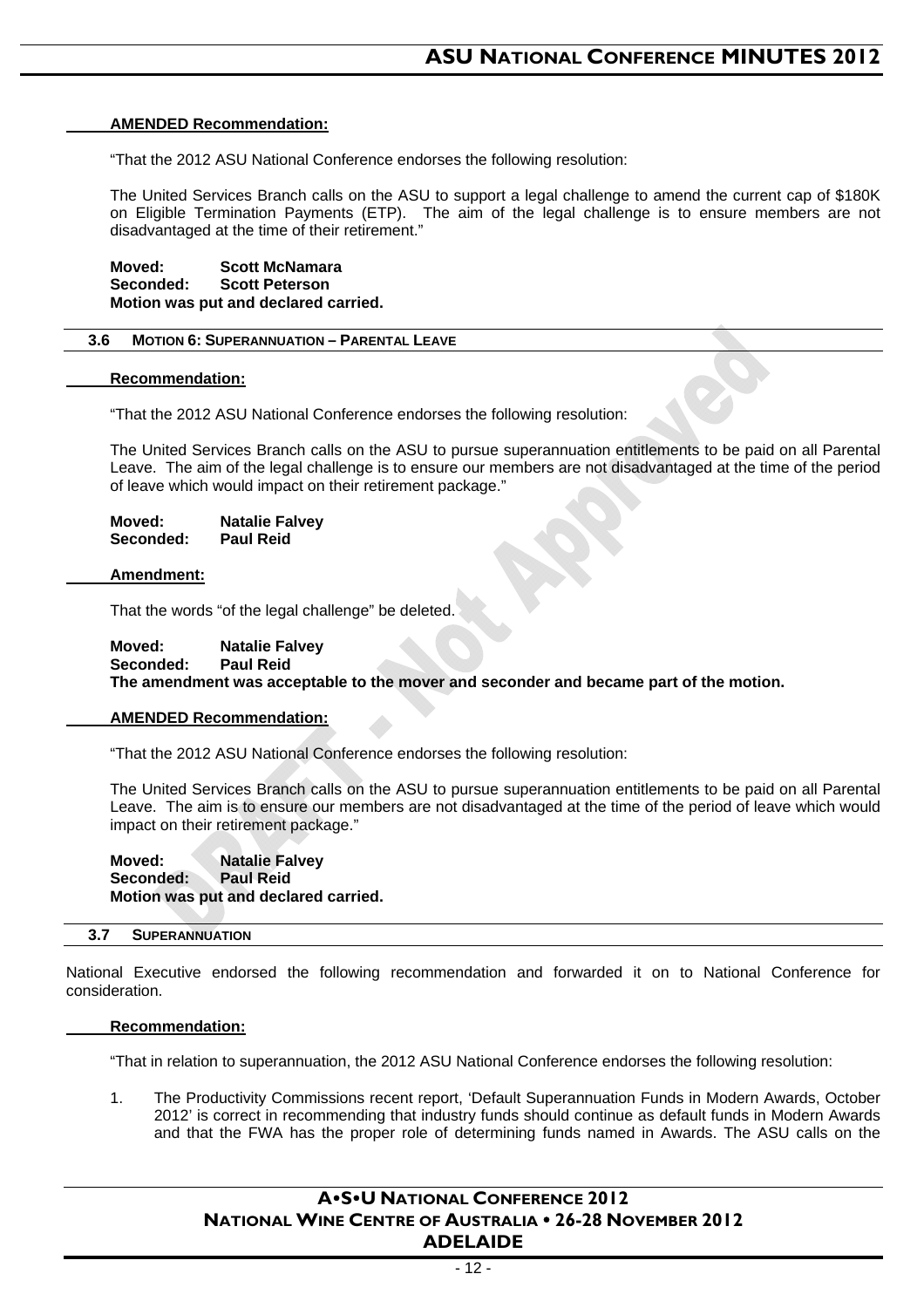**AMENDED Recommendation:**

"That the 2012 ASU National Conference endorses the following resolution:

The United Services Branch calls on the ASU to support a legal challenge to amend the current cap of $180K on Eligible Termination Payments (ETP). The aim of the legal challenge is to ensure members are not disadvantaged at the time of their retirement."

**Moved: Scott McNamara**
**Seconded: Scott Peterson**
**Motion was put and declared carried.**

### 3.6 MOTION 6: SUPERANNUATION – PARENTAL LEAVE

**Recommendation:**

"That the 2012 ASU National Conference endorses the following resolution:

The United Services Branch calls on the ASU to pursue superannuation entitlements to be paid on all Parental Leave. The aim of the legal challenge is to ensure our members are not disadvantaged at the time of the period of leave which would impact on their retirement package."

**Moved: Natalie Falvey**
**Seconded: Paul Reid**

**Amendment:**

That the words "of the legal challenge" be deleted.

**Moved: Natalie Falvey**
**Seconded: Paul Reid**
**The amendment was acceptable to the mover and seconder and became part of the motion.**

**AMENDED Recommendation:**

"That the 2012 ASU National Conference endorses the following resolution:

The United Services Branch calls on the ASU to pursue superannuation entitlements to be paid on all Parental Leave. The aim is to ensure our members are not disadvantaged at the time of the period of leave which would impact on their retirement package."

**Moved: Natalie Falvey**
**Seconded: Paul Reid**
**Motion was put and declared carried.**

### 3.7 SUPERANNUATION

National Executive endorsed the following recommendation and forwarded it on to National Conference for consideration.

**Recommendation:**

"That in relation to superannuation, the 2012 ASU National Conference endorses the following resolution:

1. The Productivity Commissions recent report, 'Default Superannuation Funds in Modern Awards, October 2012' is correct in recommending that industry funds should continue as default funds in Modern Awards and that the FWA has the proper role of determining funds named in Awards. The ASU calls on the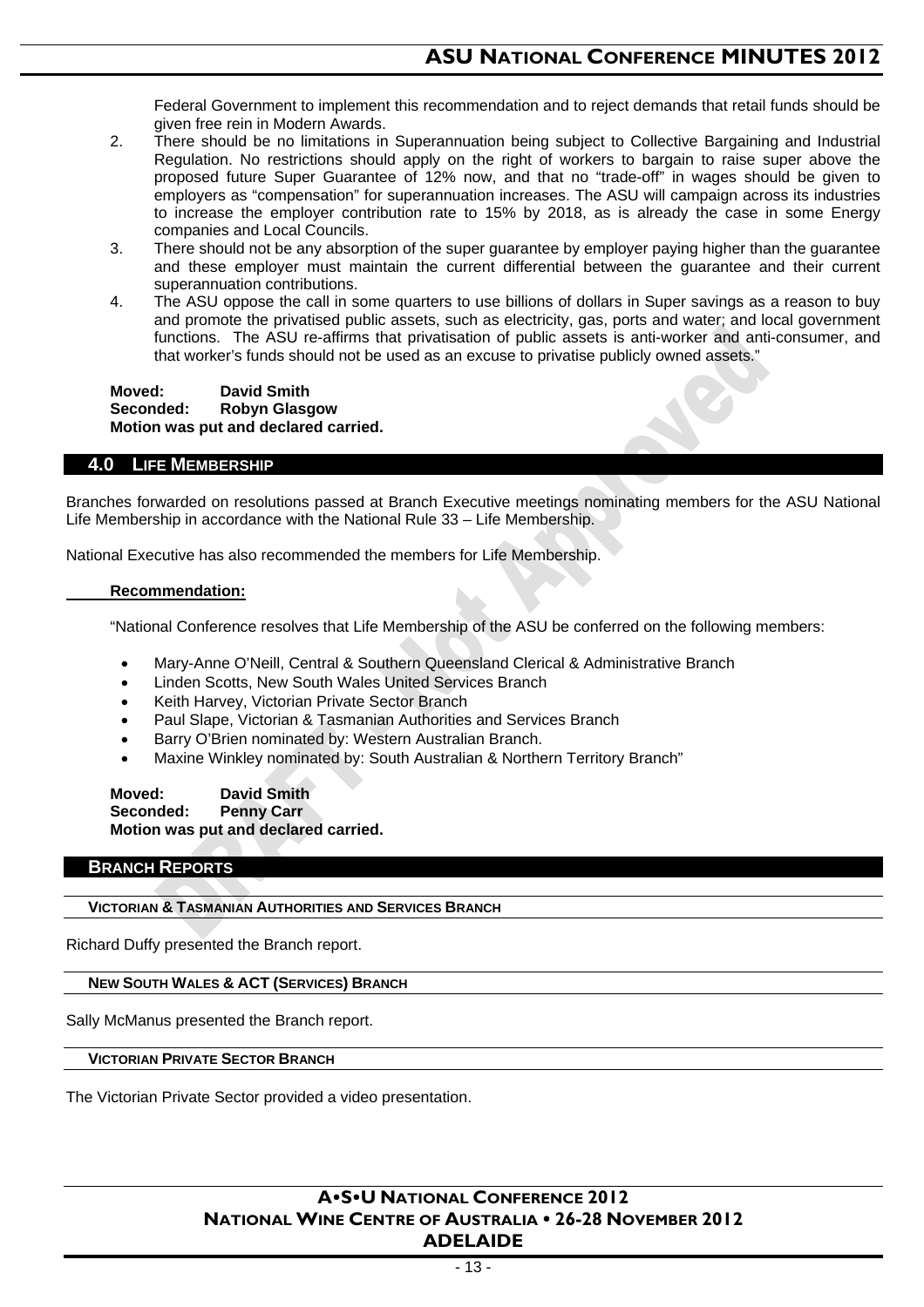Federal Government to implement this recommendation and to reject demands that retail funds should be given free rein in Modern Awards.

2. There should be no limitations in Superannuation being subject to Collective Bargaining and Industrial Regulation. No restrictions should apply on the right of workers to bargain to raise super above the proposed future Super Guarantee of 12% now, and that no "trade-off" in wages should be given to employers as "compensation" for superannuation increases. The ASU will campaign across its industries to increase the employer contribution rate to 15% by 2018, as is already the case in some Energy companies and Local Councils.
3. There should not be any absorption of the super guarantee by employer paying higher than the guarantee and these employer must maintain the current differential between the guarantee and their current superannuation contributions.
4. The ASU oppose the call in some quarters to use billions of dollars in Super savings as a reason to buy and promote the privatised public assets, such as electricity, gas, ports and water; and local government functions. The ASU re-affirms that privatisation of public assets is anti-worker and anti-consumer, and that worker's funds should not be used as an excuse to privatise publicly owned assets."

**Moved:** **David Smith**
**Seconded:** **Robyn Glasgow**
**Motion was put and declared carried.**

## 4.0 LIFE MEMBERSHIP

Branches forwarded on resolutions passed at Branch Executive meetings nominating members for the ASU National Life Membership in accordance with the National Rule 33 – Life Membership.

National Executive has also recommended the members for Life Membership.

**Recommendation:**

"National Conference resolves that Life Membership of the ASU be conferred on the following members:

- Mary-Anne O'Neill, Central & Southern Queensland Clerical & Administrative Branch
- Linden Scotts, New South Wales United Services Branch
- Keith Harvey, Victorian Private Sector Branch
- Paul Slape, Victorian & Tasmanian Authorities and Services Branch
- Barry O'Brien nominated by: Western Australian Branch.
- Maxine Winkley nominated by: South Australian & Northern Territory Branch"

**Moved:** **David Smith**
**Seconded:** **Penny Carr**
**Motion was put and declared carried.**

## BRANCH REPORTS

### VICTORIAN & TASMANIAN AUTHORITIES AND SERVICES BRANCH

Richard Duffy presented the Branch report.

### NEW SOUTH WALES & ACT (SERVICES) BRANCH

Sally McManus presented the Branch report.

### VICTORIAN PRIVATE SECTOR BRANCH

The Victorian Private Sector provided a video presentation.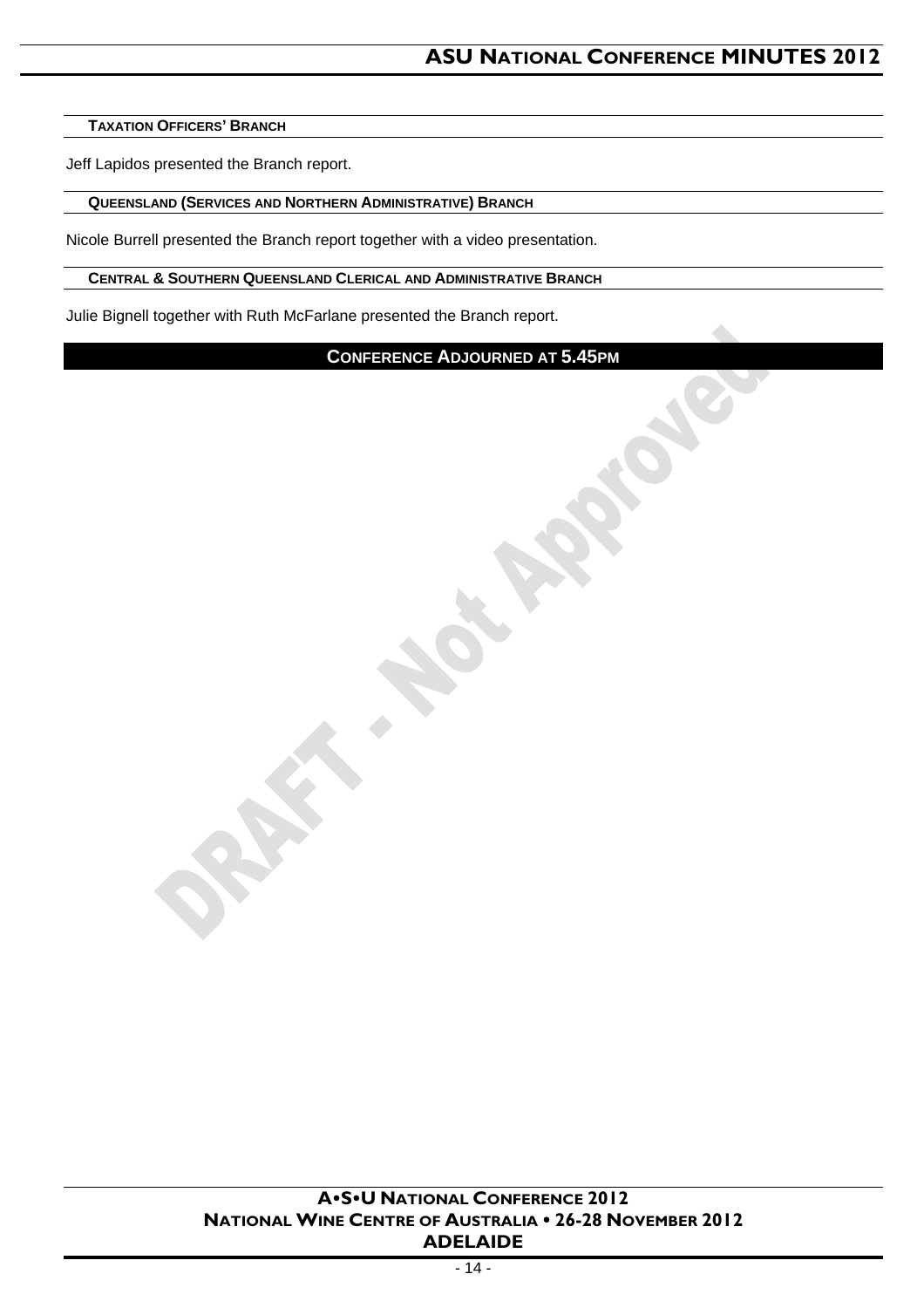### Taxation Officers' Branch

Jeff Lapidos presented the Branch report.

### Queensland (Services and Northern Administrative) Branch

Nicole Burrell presented the Branch report together with a video presentation.

### Central & Southern Queensland Clerical and Administrative Branch

Julie Bignell together with Ruth McFarlane presented the Branch report.

## CONFERENCE ADJOURNED AT 5.45PM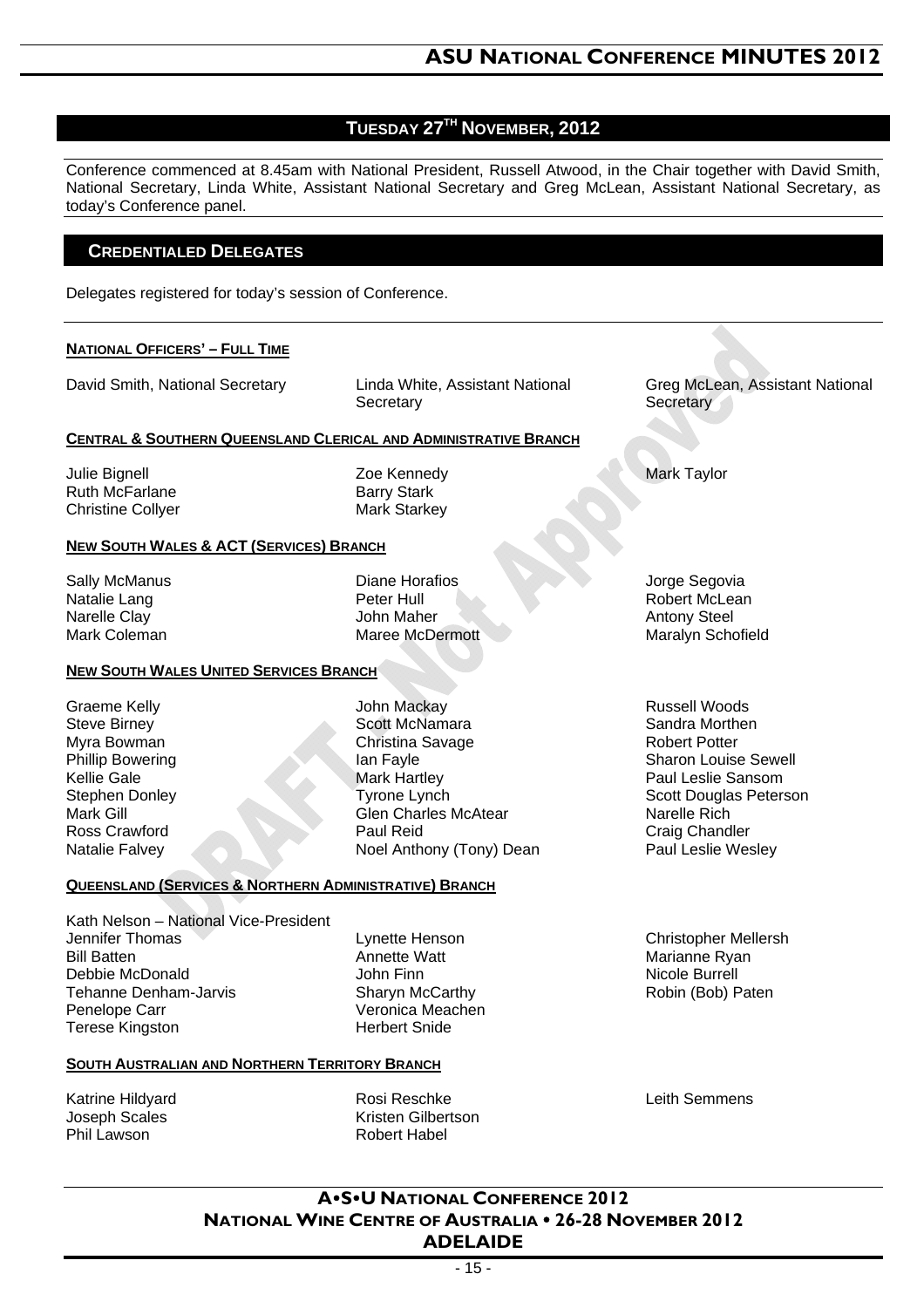## TUESDAY 27TH NOVEMBER, 2012

Conference commenced at 8.45am with National President, Russell Atwood, in the Chair together with David Smith, National Secretary, Linda White, Assistant National Secretary and Greg McLean, Assistant National Secretary, as today's Conference panel.

### CREDENTIALED DELEGATES

Delegates registered for today's session of Conference.

**NATIONAL OFFICERS' – FULL TIME**

David Smith, National Secretary
Linda White, Assistant National Secretary
Greg McLean, Assistant National Secretary

**CENTRAL & SOUTHERN QUEENSLAND CLERICAL AND ADMINISTRATIVE BRANCH**

Julie Bignell
Ruth McFarlane
Christine Collyer
Zoe Kennedy
Barry Stark
Mark Starkey
Mark Taylor

**NEW SOUTH WALES & ACT (SERVICES) BRANCH**

Sally McManus
Natalie Lang
Narelle Clay
Mark Coleman
Diane Horafios
Peter Hull
John Maher
Maree McDermott
Jorge Segovia
Robert McLean
Antony Steel
Maralyn Schofield

**NEW SOUTH WALES UNITED SERVICES BRANCH**

Graeme Kelly
Steve Birney
Myra Bowman
Phillip Bowering
Kellie Gale
Stephen Donley
Mark Gill
Ross Crawford
Natalie Falvey
John Mackay
Scott McNamara
Christina Savage
Ian Fayle
Mark Hartley
Tyrone Lynch
Glen Charles McAtear
Paul Reid
Noel Anthony (Tony) Dean
Russell Woods
Sandra Morthen
Robert Potter
Sharon Louise Sewell
Paul Leslie Sansom
Scott Douglas Peterson
Narelle Rich
Craig Chandler
Paul Leslie Wesley

**QUEENSLAND (SERVICES & NORTHERN ADMINISTRATIVE) BRANCH**

Kath Nelson – National Vice-President
Jennifer Thomas
Bill Batten
Debbie McDonald
Tehanne Denham-Jarvis
Penelope Carr
Terese Kingston
Lynette Henson
Annette Watt
John Finn
Sharyn McCarthy
Veronica Meachen
Herbert Snide
Christopher Mellersh
Marianne Ryan
Nicole Burrell
Robin (Bob) Paten

**SOUTH AUSTRALIAN AND NORTHERN TERRITORY BRANCH**

Katrine Hildyard
Joseph Scales
Phil Lawson
Rosi Reschke
Kristen Gilbertson
Robert Habel
Leith Semmens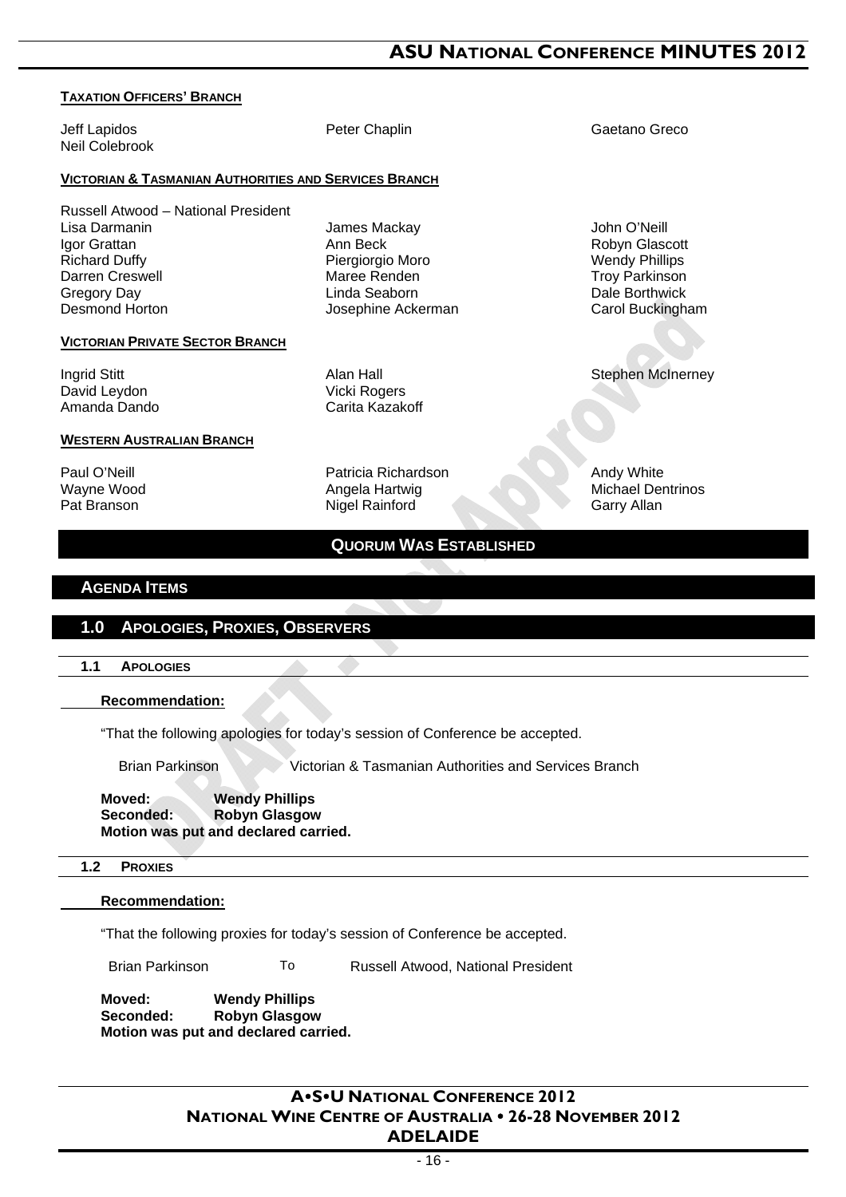**TAXATION OFFICERS' BRANCH**

Jeff Lapidos
Neil Colebrook
Peter Chaplin
Gaetano Greco

**VICTORIAN & TASMANIAN AUTHORITIES AND SERVICES BRANCH**

Russell Atwood – National President
Lisa Darmanin
Igor Grattan
Richard Duffy
Darren Creswell
Gregory Day
Desmond Horton
James Mackay
Ann Beck
Piergiorgio Moro
Maree Renden
Linda Seaborn
Josephine Ackerman
John O'Neill
Robyn Glascott
Wendy Phillips
Troy Parkinson
Dale Borthwick
Carol Buckingham

**VICTORIAN PRIVATE SECTOR BRANCH**

Ingrid Stitt
David Leydon
Amanda Dando
Alan Hall
Vicki Rogers
Carita Kazakoff
Stephen McInerney

**WESTERN AUSTRALIAN BRANCH**

Paul O'Neill
Wayne Wood
Pat Branson
Patricia Richardson
Angela Hartwig
Nigel Rainford
Andy White
Michael Dentrinos
Garry Allan

**QUORUM WAS ESTABLISHED**

## AGENDA ITEMS

## 1.0 APOLOGIES, PROXIES, OBSERVERS

### 1.1 APOLOGIES

**Recommendation:**

"That the following apologies for today's session of Conference be accepted.

Brian Parkinson — Victorian & Tasmanian Authorities and Services Branch

**Moved:** **Wendy Phillips**
**Seconded:** **Robyn Glasgow**
**Motion was put and declared carried.**

### 1.2 PROXIES

**Recommendation:**

"That the following proxies for today's session of Conference be accepted.

Brian Parkinson To Russell Atwood, National President

**Moved:** **Wendy Phillips**
**Seconded:** **Robyn Glasgow**
**Motion was put and declared carried.**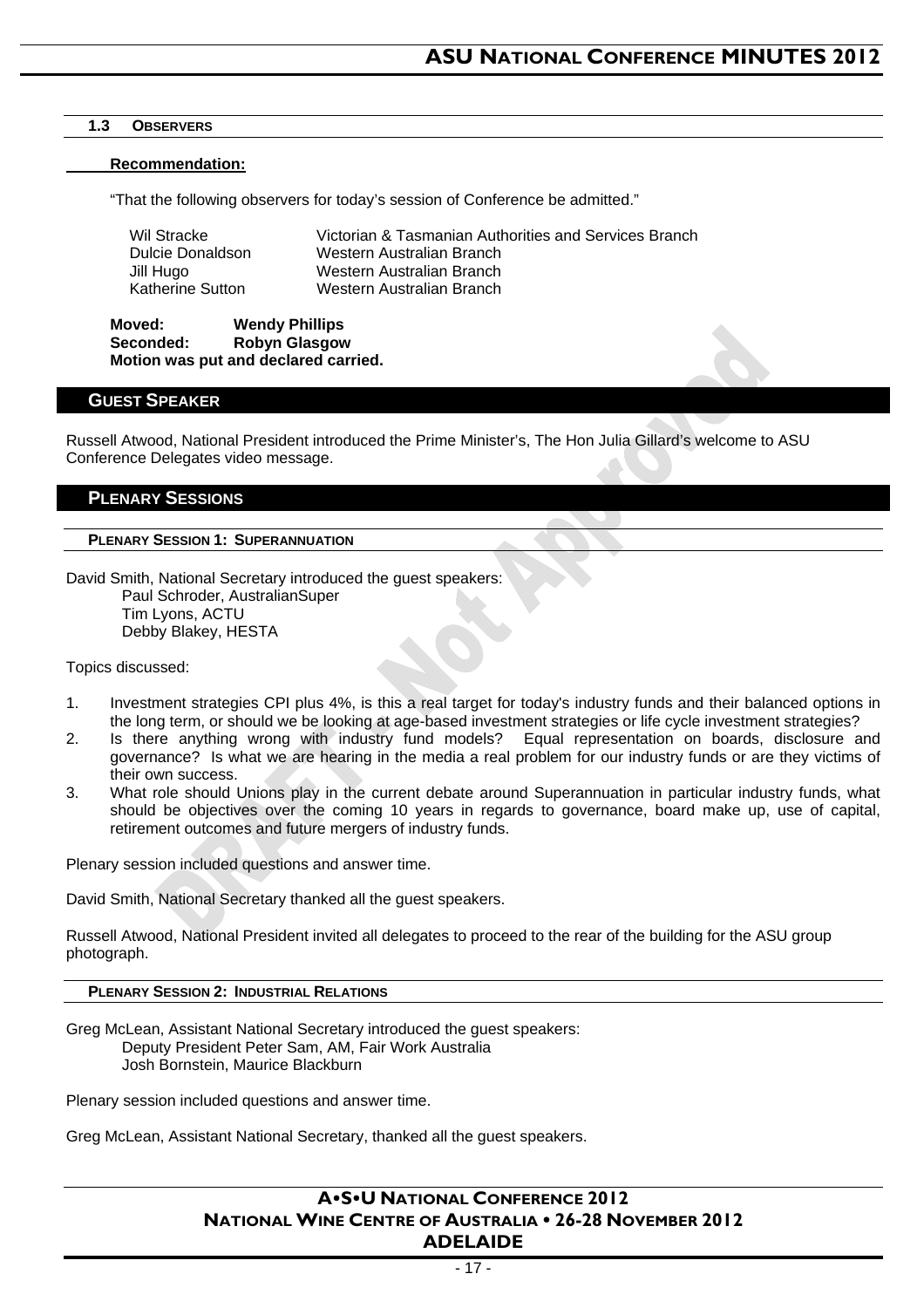### 1.3 Observers

**Recommendation:**

"That the following observers for today's session of Conference be admitted."

| | |
|---|---|
| Wil Stracke | Victorian & Tasmanian Authorities and Services Branch |
| Dulcie Donaldson | Western Australian Branch |
| Jill Hugo | Western Australian Branch |
| Katherine Sutton | Western Australian Branch |

**Moved:** **Wendy Phillips**
**Seconded:** **Robyn Glasgow**
**Motion was put and declared carried.**

## Guest Speaker

Russell Atwood, National President introduced the Prime Minister's, The Hon Julia Gillard's welcome to ASU Conference Delegates video message.

## Plenary Sessions

### Plenary Session 1: Superannuation

David Smith, National Secretary introduced the guest speakers:
Paul Schroder, AustralianSuper
Tim Lyons, ACTU
Debby Blakey, HESTA

Topics discussed:

1. Investment strategies CPI plus 4%, is this a real target for today's industry funds and their balanced options in the long term, or should we be looking at age-based investment strategies or life cycle investment strategies?
2. Is there anything wrong with industry fund models? Equal representation on boards, disclosure and governance? Is what we are hearing in the media a real problem for our industry funds or are they victims of their own success.
3. What role should Unions play in the current debate around Superannuation in particular industry funds, what should be objectives over the coming 10 years in regards to governance, board make up, use of capital, retirement outcomes and future mergers of industry funds.

Plenary session included questions and answer time.

David Smith, National Secretary thanked all the guest speakers.

Russell Atwood, National President invited all delegates to proceed to the rear of the building for the ASU group photograph.

### Plenary Session 2: Industrial Relations

Greg McLean, Assistant National Secretary introduced the guest speakers:
Deputy President Peter Sam, AM, Fair Work Australia
Josh Bornstein, Maurice Blackburn

Plenary session included questions and answer time.

Greg McLean, Assistant National Secretary, thanked all the guest speakers.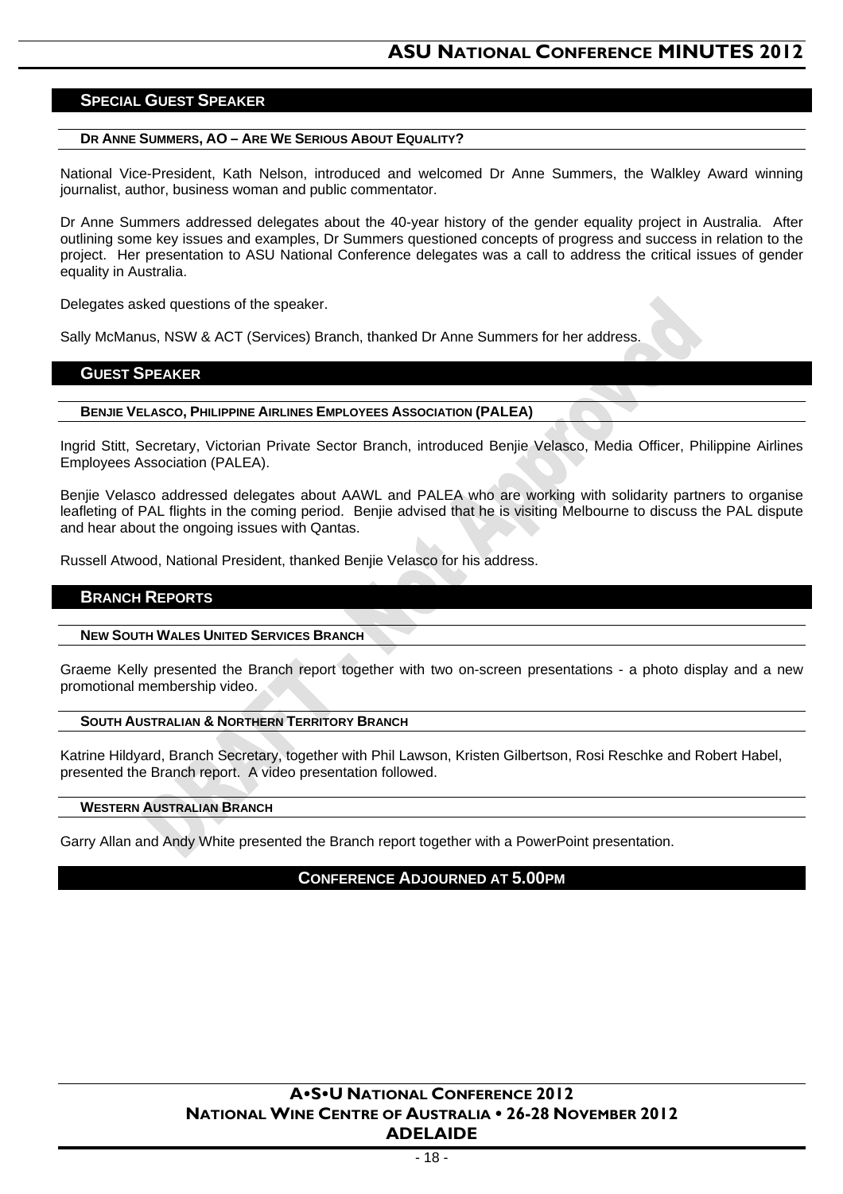## SPECIAL GUEST SPEAKER

### DR ANNE SUMMERS, AO – ARE WE SERIOUS ABOUT EQUALITY?

National Vice-President, Kath Nelson, introduced and welcomed Dr Anne Summers, the Walkley Award winning journalist, author, business woman and public commentator.

Dr Anne Summers addressed delegates about the 40-year history of the gender equality project in Australia. After outlining some key issues and examples, Dr Summers questioned concepts of progress and success in relation to the project. Her presentation to ASU National Conference delegates was a call to address the critical issues of gender equality in Australia.

Delegates asked questions of the speaker.

Sally McManus, NSW & ACT (Services) Branch, thanked Dr Anne Summers for her address.

## GUEST SPEAKER

### BENJIE VELASCO, PHILIPPINE AIRLINES EMPLOYEES ASSOCIATION (PALEA)

Ingrid Stitt, Secretary, Victorian Private Sector Branch, introduced Benjie Velasco, Media Officer, Philippine Airlines Employees Association (PALEA).

Benjie Velasco addressed delegates about AAWL and PALEA who are working with solidarity partners to organise leafleting of PAL flights in the coming period. Benjie advised that he is visiting Melbourne to discuss the PAL dispute and hear about the ongoing issues with Qantas.

Russell Atwood, National President, thanked Benjie Velasco for his address.

## BRANCH REPORTS

### NEW SOUTH WALES UNITED SERVICES BRANCH

Graeme Kelly presented the Branch report together with two on-screen presentations - a photo display and a new promotional membership video.

### SOUTH AUSTRALIAN & NORTHERN TERRITORY BRANCH

Katrine Hildyard, Branch Secretary, together with Phil Lawson, Kristen Gilbertson, Rosi Reschke and Robert Habel, presented the Branch report. A video presentation followed.

### WESTERN AUSTRALIAN BRANCH

Garry Allan and Andy White presented the Branch report together with a PowerPoint presentation.

## CONFERENCE ADJOURNED AT 5.00PM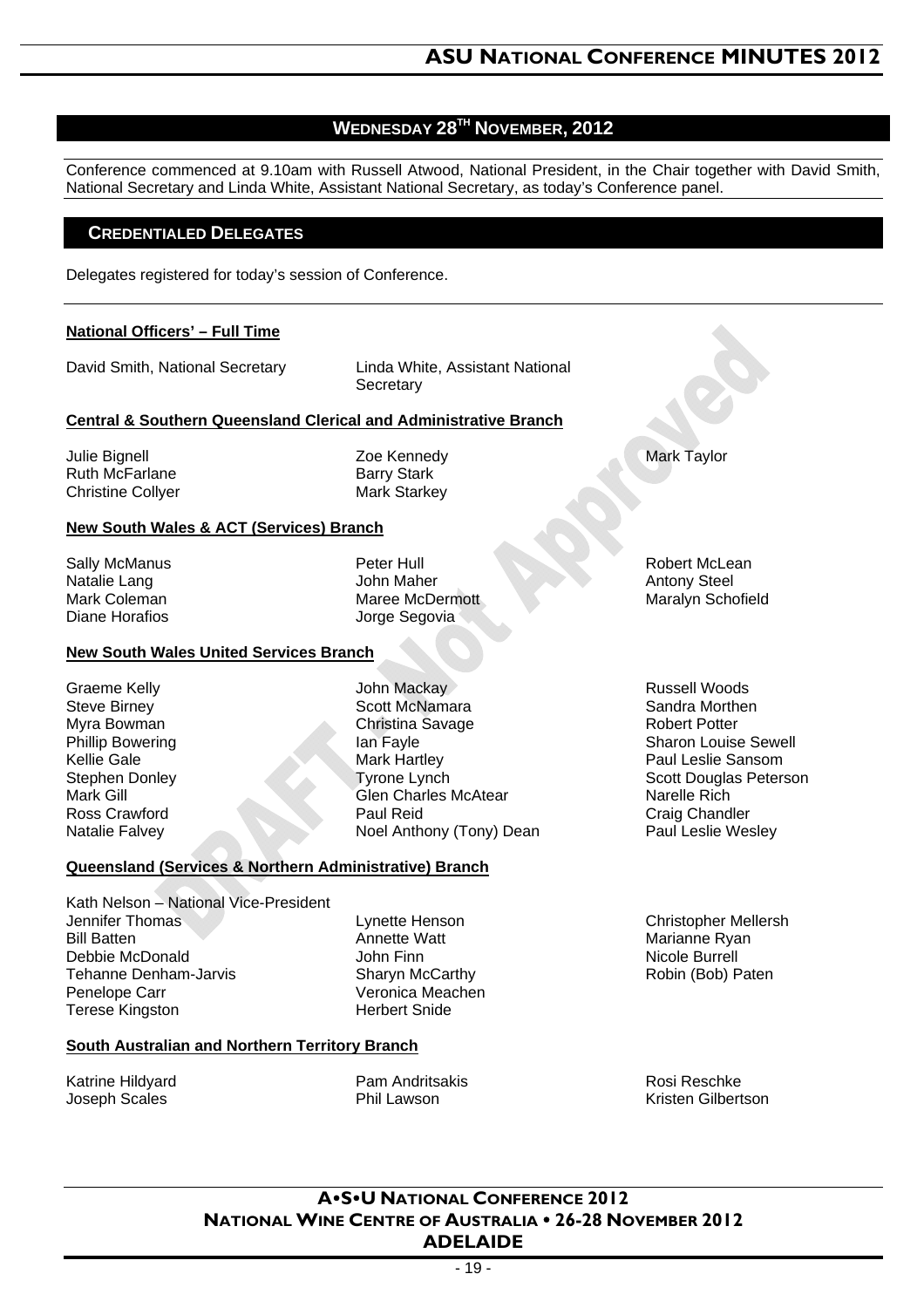## WEDNESDAY 28TH NOVEMBER, 2012

Conference commenced at 9.10am with Russell Atwood, National President, in the Chair together with David Smith, National Secretary and Linda White, Assistant National Secretary, as today's Conference panel.

### CREDENTIALED DELEGATES

Delegates registered for today's session of Conference.

**National Officers' – Full Time**

David Smith, National Secretary
Linda White, Assistant National Secretary

**Central & Southern Queensland Clerical and Administrative Branch**

Julie Bignell
Ruth McFarlane
Christine Collyer
Zoe Kennedy
Barry Stark
Mark Starkey
Mark Taylor

**New South Wales & ACT (Services) Branch**

Sally McManus
Natalie Lang
Mark Coleman
Diane Horafios
Peter Hull
John Maher
Maree McDermott
Jorge Segovia
Robert McLean
Antony Steel
Maralyn Schofield

**New South Wales United Services Branch**

Graeme Kelly
Steve Birney
Myra Bowman
Phillip Bowering
Kellie Gale
Stephen Donley
Mark Gill
Ross Crawford
Natalie Falvey
John Mackay
Scott McNamara
Christina Savage
Ian Fayle
Mark Hartley
Tyrone Lynch
Glen Charles McAtear
Paul Reid
Noel Anthony (Tony) Dean
Russell Woods
Sandra Morthen
Robert Potter
Sharon Louise Sewell
Paul Leslie Sansom
Scott Douglas Peterson
Narelle Rich
Craig Chandler
Paul Leslie Wesley

**Queensland (Services & Northern Administrative) Branch**

Kath Nelson – National Vice-President
Jennifer Thomas
Bill Batten
Debbie McDonald
Tehanne Denham-Jarvis
Penelope Carr
Terese Kingston
Lynette Henson
Annette Watt
John Finn
Sharyn McCarthy
Veronica Meachen
Herbert Snide
Christopher Mellersh
Marianne Ryan
Nicole Burrell
Robin (Bob) Paten

**South Australian and Northern Territory Branch**

Katrine Hildyard
Joseph Scales
Pam Andritsakis
Phil Lawson
Rosi Reschke
Kristen Gilbertson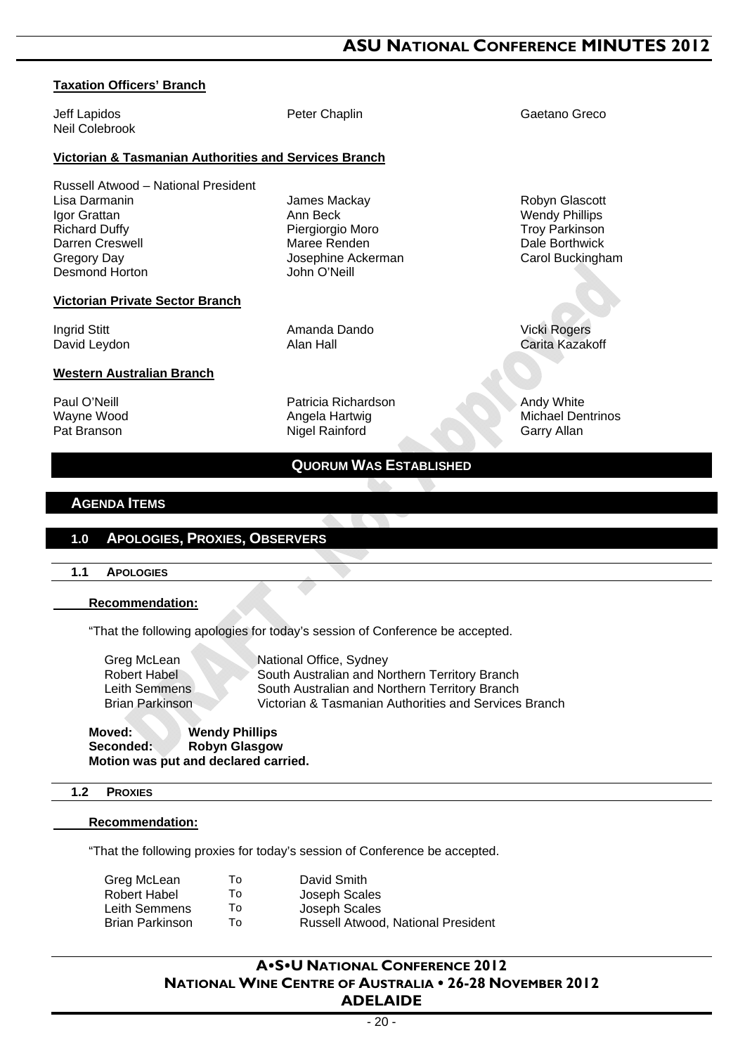**Taxation Officers' Branch**

Jeff Lapidos
Neil Colebrook
Peter Chaplin
Gaetano Greco

**Victorian & Tasmanian Authorities and Services Branch**

Russell Atwood – National President
Lisa Darmanin
Igor Grattan
Richard Duffy
Darren Creswell
Gregory Day
Desmond Horton
James Mackay
Ann Beck
Piergiorgio Moro
Maree Renden
Josephine Ackerman
John O'Neill
Robyn Glascott
Wendy Phillips
Troy Parkinson
Dale Borthwick
Carol Buckingham

**Victorian Private Sector Branch**

Ingrid Stitt
David Leydon
Amanda Dando
Alan Hall
Vicki Rogers
Carita Kazakoff

**Western Australian Branch**

Paul O'Neill
Wayne Wood
Pat Branson
Patricia Richardson
Angela Hartwig
Nigel Rainford
Andy White
Michael Dentrinos
Garry Allan

**QUORUM WAS ESTABLISHED**

## AGENDA ITEMS

## 1.0 APOLOGIES, PROXIES, OBSERVERS

### 1.1 APOLOGIES

**Recommendation:**

"That the following apologies for today's session of Conference be accepted.

| | |
|---|---|
| Greg McLean | National Office, Sydney |
| Robert Habel | South Australian and Northern Territory Branch |
| Leith Semmens | South Australian and Northern Territory Branch |
| Brian Parkinson | Victorian & Tasmanian Authorities and Services Branch |

**Moved:** **Wendy Phillips**
**Seconded:** **Robyn Glasgow**
**Motion was put and declared carried.**

### 1.2 PROXIES

**Recommendation:**

"That the following proxies for today's session of Conference be accepted.

| | | |
|---|---|---|
| Greg McLean | To | David Smith |
| Robert Habel | To | Joseph Scales |
| Leith Semmens | To | Joseph Scales |
| Brian Parkinson | To | Russell Atwood, National President |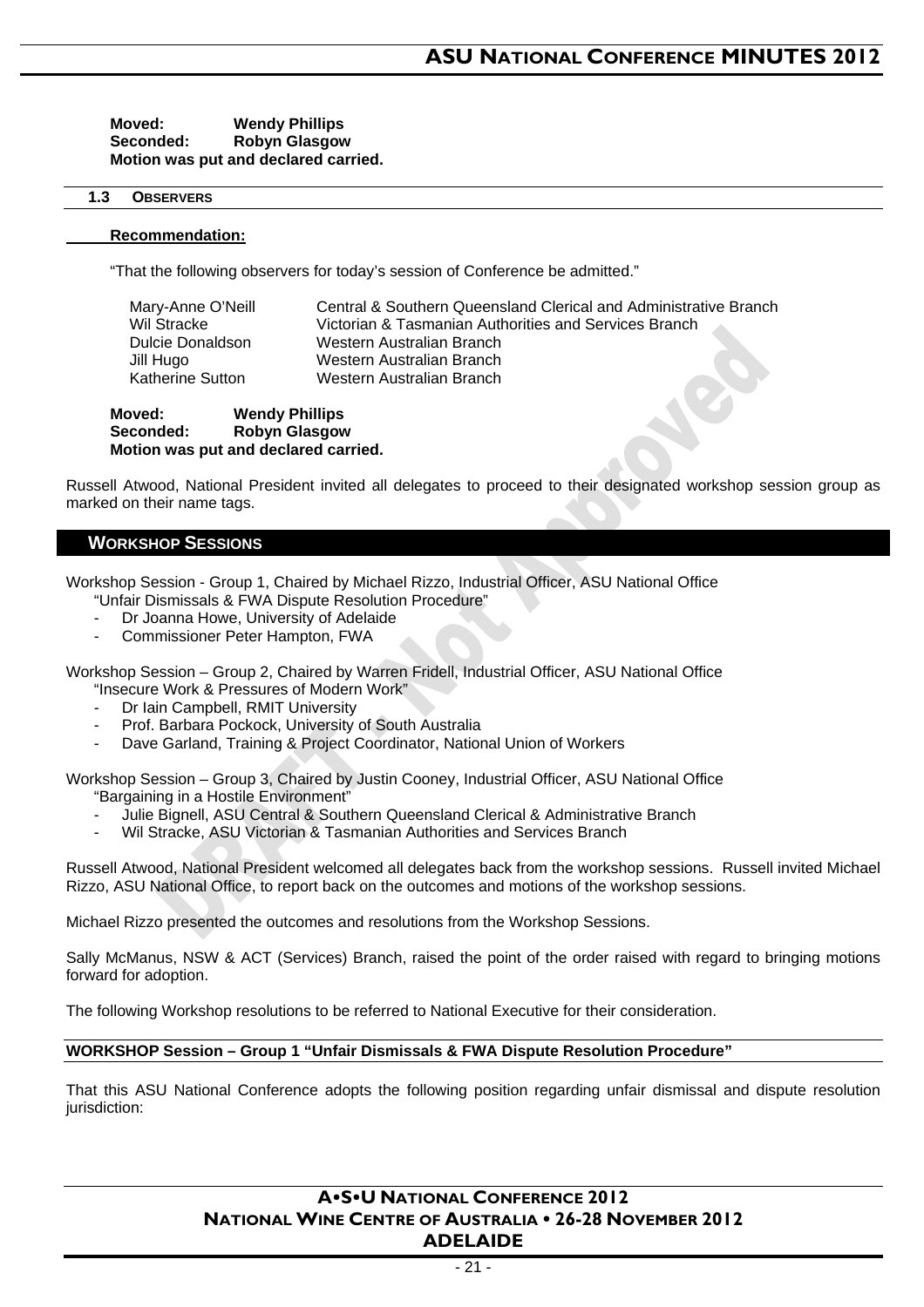**Moved:** **Wendy Phillips**
**Seconded:** **Robyn Glasgow**
**Motion was put and declared carried.**

### 1.3 OBSERVERS

**Recommendation:**

"That the following observers for today's session of Conference be admitted."

| | |
|---|---|
| Mary-Anne O'Neill | Central & Southern Queensland Clerical and Administrative Branch |
| Wil Stracke | Victorian & Tasmanian Authorities and Services Branch |
| Dulcie Donaldson | Western Australian Branch |
| Jill Hugo | Western Australian Branch |
| Katherine Sutton | Western Australian Branch |

**Moved:** **Wendy Phillips**
**Seconded:** **Robyn Glasgow**
**Motion was put and declared carried.**

Russell Atwood, National President invited all delegates to proceed to their designated workshop session group as marked on their name tags.

## WORKSHOP SESSIONS

Workshop Session - Group 1, Chaired by Michael Rizzo, Industrial Officer, ASU National Office
"Unfair Dismissals & FWA Dispute Resolution Procedure"

- Dr Joanna Howe, University of Adelaide
- Commissioner Peter Hampton, FWA

Workshop Session – Group 2, Chaired by Warren Fridell, Industrial Officer, ASU National Office
"Insecure Work & Pressures of Modern Work"

- Dr Iain Campbell, RMIT University
- Prof. Barbara Pocock, University of South Australia
- Dave Garland, Training & Project Coordinator, National Union of Workers

Workshop Session – Group 3, Chaired by Justin Cooney, Industrial Officer, ASU National Office
"Bargaining in a Hostile Environment"

- Julie Bignell, ASU Central & Southern Queensland Clerical & Administrative Branch
- Wil Stracke, ASU Victorian & Tasmanian Authorities and Services Branch

Russell Atwood, National President welcomed all delegates back from the workshop sessions. Russell invited Michael Rizzo, ASU National Office, to report back on the outcomes and motions of the workshop sessions.

Michael Rizzo presented the outcomes and resolutions from the Workshop Sessions.

Sally McManus, NSW & ACT (Services) Branch, raised the point of the order raised with regard to bringing motions forward for adoption.

The following Workshop resolutions to be referred to National Executive for their consideration.

**WORKSHOP Session – Group 1 "Unfair Dismissals & FWA Dispute Resolution Procedure"**

That this ASU National Conference adopts the following position regarding unfair dismissal and dispute resolution jurisdiction: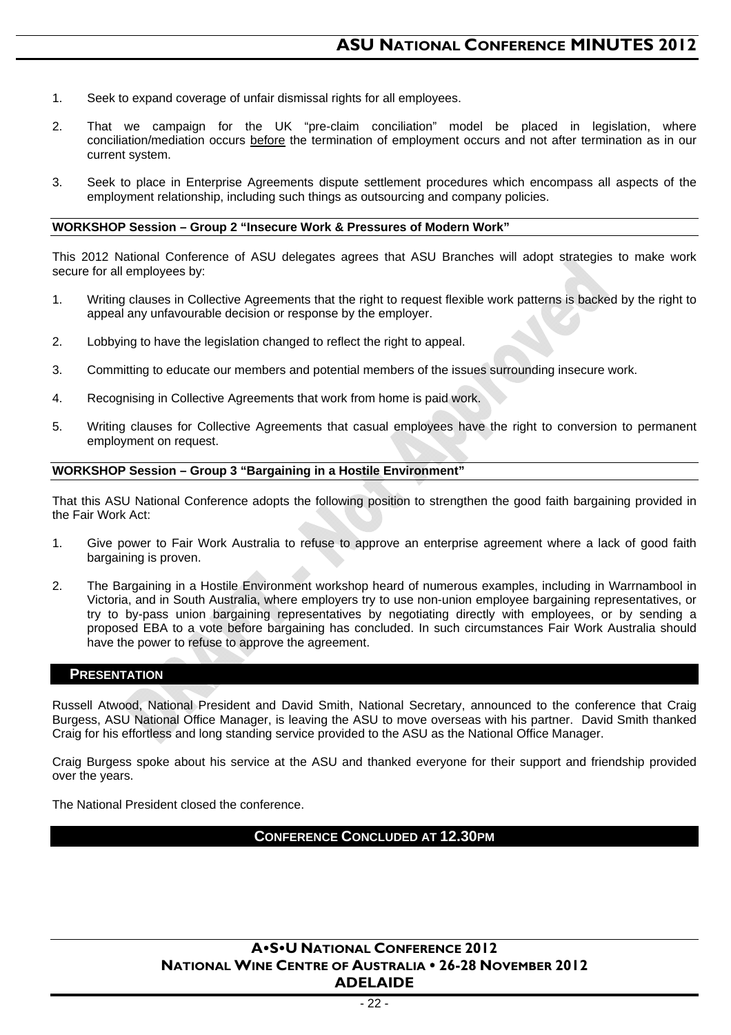1. Seek to expand coverage of unfair dismissal rights for all employees.

2. That we campaign for the UK "pre-claim conciliation" model be placed in legislation, where conciliation/mediation occurs before the termination of employment occurs and not after termination as in our current system.

3. Seek to place in Enterprise Agreements dispute settlement procedures which encompass all aspects of the employment relationship, including such things as outsourcing and company policies.

**WORKSHOP Session – Group 2 "Insecure Work & Pressures of Modern Work"**

This 2012 National Conference of ASU delegates agrees that ASU Branches will adopt strategies to make work secure for all employees by:

1. Writing clauses in Collective Agreements that the right to request flexible work patterns is backed by the right to appeal any unfavourable decision or response by the employer.

2. Lobbying to have the legislation changed to reflect the right to appeal.

3. Committing to educate our members and potential members of the issues surrounding insecure work.

4. Recognising in Collective Agreements that work from home is paid work.

5. Writing clauses for Collective Agreements that casual employees have the right to conversion to permanent employment on request.

**WORKSHOP Session – Group 3 "Bargaining in a Hostile Environment"**

That this ASU National Conference adopts the following position to strengthen the good faith bargaining provided in the Fair Work Act:

1. Give power to Fair Work Australia to refuse to approve an enterprise agreement where a lack of good faith bargaining is proven.

2. The Bargaining in a Hostile Environment workshop heard of numerous examples, including in Warrnambool in Victoria, and in South Australia, where employers try to use non-union employee bargaining representatives, or try to by-pass union bargaining representatives by negotiating directly with employees, or by sending a proposed EBA to a vote before bargaining has concluded. In such circumstances Fair Work Australia should have the power to refuse to approve the agreement.

## PRESENTATION

Russell Atwood, National President and David Smith, National Secretary, announced to the conference that Craig Burgess, ASU National Office Manager, is leaving the ASU to move overseas with his partner. David Smith thanked Craig for his effortless and long standing service provided to the ASU as the National Office Manager.

Craig Burgess spoke about his service at the ASU and thanked everyone for their support and friendship provided over the years.

The National President closed the conference.

## CONFERENCE CONCLUDED AT 12.30PM